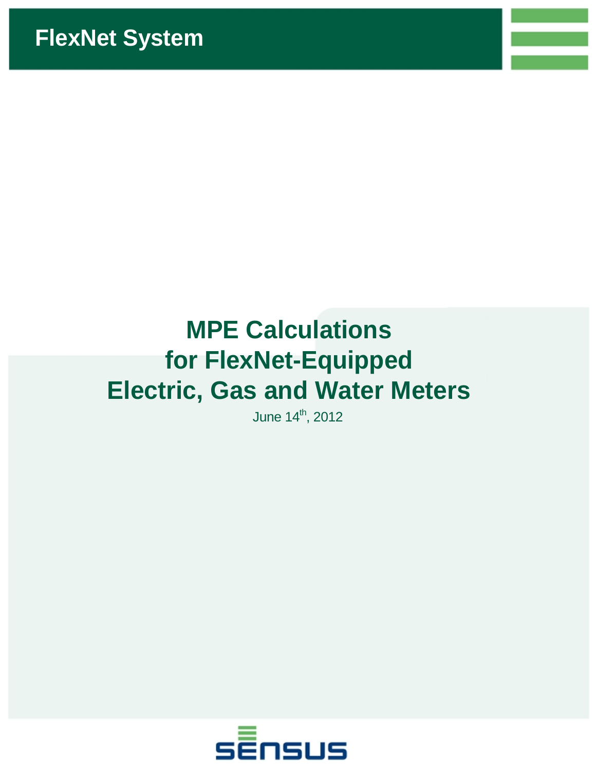FlexNet System

# MPE Calculations for FlexNet-Equipped Electric, Gas and Water Meters

June 14th, 2012

SENSUS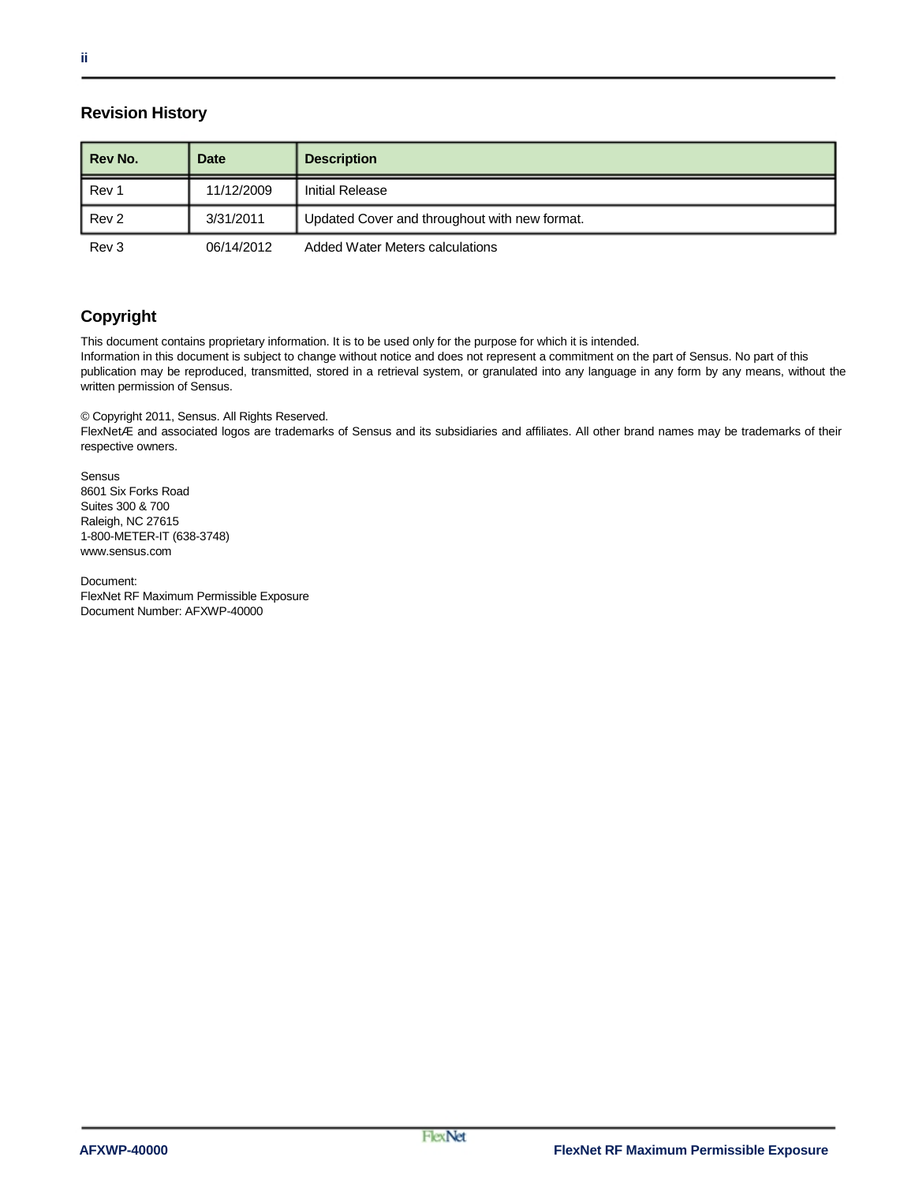## Revision History

| Rev No. | Date | Description |
|---|---|---|
| Rev 1 | 11/12/2009 | Initial Release |
| Rev 2 | 3/31/2011 | Updated Cover and throughout with new format. |
| Rev 3 | 06/14/2012 | Added Water Meters calculations |

## Copyright

This document contains proprietary information. It is to be used only for the purpose for which it is intended.
Information in this document is subject to change without notice and does not represent a commitment on the part of Sensus. No part of this publication may be reproduced, transmitted, stored in a retrieval system, or granulated into any language in any form by any means, without the written permission of Sensus.

© Copyright 2011, Sensus. All Rights Reserved.
FlexNetÆ and associated logos are trademarks of Sensus and its subsidiaries and affiliates. All other brand names may be trademarks of their respective owners.

Sensus
8601 Six Forks Road
Suites 300 & 700
Raleigh, NC 27615
1-800-METER-IT (638-3748)
www.sensus.com

Document:
FlexNet RF Maximum Permissible Exposure
Document Number: AFXWP-40000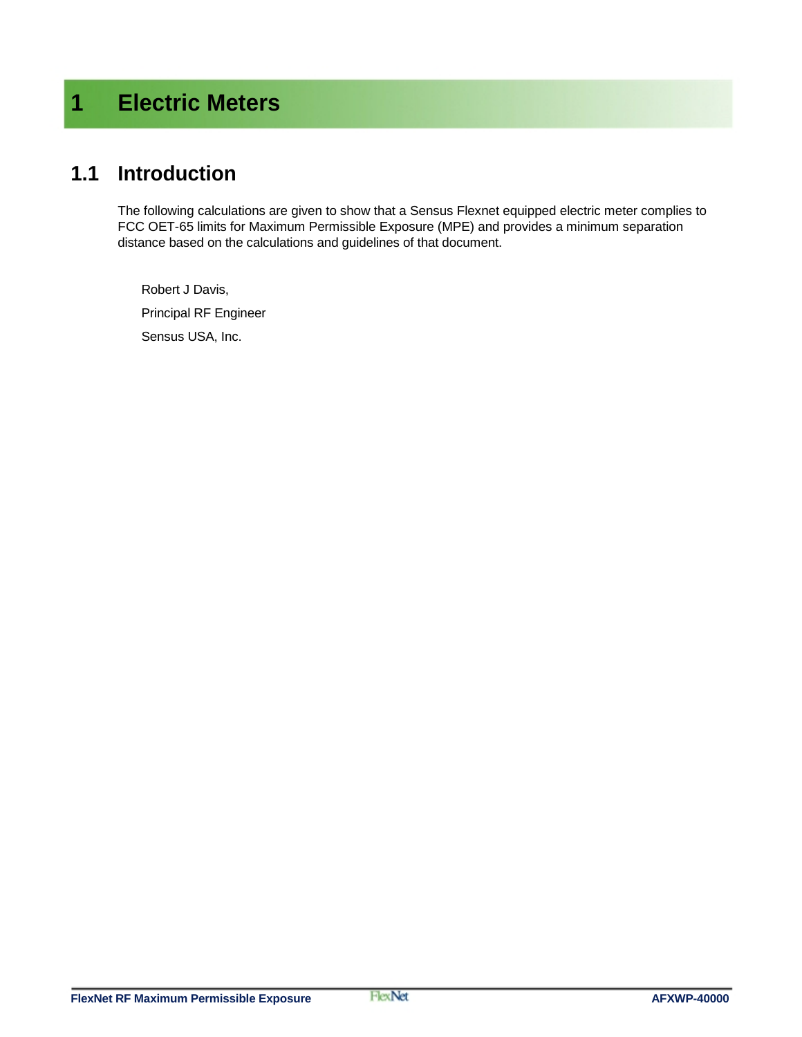# 1 Electric Meters

## 1.1 Introduction

The following calculations are given to show that a Sensus Flexnet equipped electric meter complies to FCC OET-65 limits for Maximum Permissible Exposure (MPE) and provides a minimum separation distance based on the calculations and guidelines of that document.

Robert J Davis,

Principal RF Engineer

Sensus USA, Inc.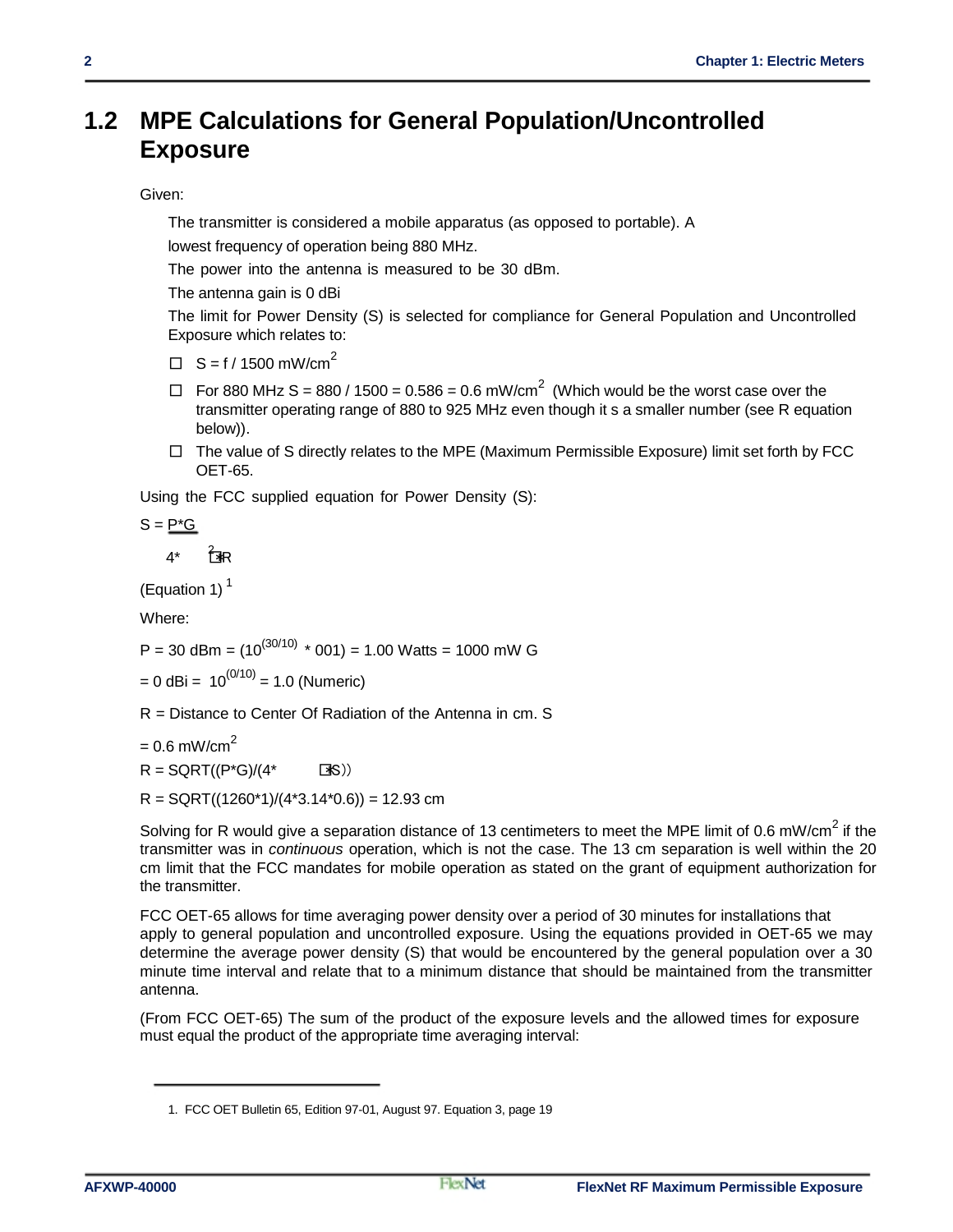## 1.2 MPE Calculations for General Population/Uncontrolled Exposure

Given:

The transmitter is considered a mobile apparatus (as opposed to portable). A

lowest frequency of operation being 880 MHz.

The power into the antenna is measured to be 30 dBm.

The antenna gain is 0 dBi

The limit for Power Density (S) is selected for compliance for General Population and Uncontrolled Exposure which relates to:

- $S = f / 1500$ mW/cm$^2$
- For 880 MHz $S = 880 / 1500 = 0.586 = 0.6$ mW/cm$^2$ (Which would be the worst case over the transmitter operating range of 880 to 925 MHz even though it s a smaller number (see R equation below)).
- The value of S directly relates to the MPE (Maximum Permissible Exposure) limit set forth by FCC OET-65.

Using the FCC supplied equation for Power Density (S):

$$S = \frac{P*G}{4*\pi R^2}$$

(Equation 1) [1]

Where:

P = 30 dBm = $(10^{(30/10)} * 001)$ = 1.00 Watts = 1000 mW G

= 0 dBi = $10^{(0/10)}$ = 1.0 (Numeric)

R = Distance to Center Of Radiation of the Antenna in cm. S

= 0.6 mW/cm$^2$

R = SQRT((P*G)/(4*$\pi$S))

R = SQRT((1260*1)/(4*3.14*0.6)) = 12.93 cm

Solving for R would give a separation distance of 13 centimeters to meet the MPE limit of 0.6 mW/cm$^2$ if the transmitter was in *continuous* operation, which is not the case. The 13 cm separation is well within the 20 cm limit that the FCC mandates for mobile operation as stated on the grant of equipment authorization for the transmitter.

FCC OET-65 allows for time averaging power density over a period of 30 minutes for installations that apply to general population and uncontrolled exposure. Using the equations provided in OET-65 we may determine the average power density (S) that would be encountered by the general population over a 30 minute time interval and relate that to a minimum distance that should be maintained from the transmitter antenna.

(From FCC OET-65) The sum of the product of the exposure levels and the allowed times for exposure must equal the product of the appropriate time averaging interval:

---

1. FCC OET Bulletin 65, Edition 97-01, August 97. Equation 3, page 19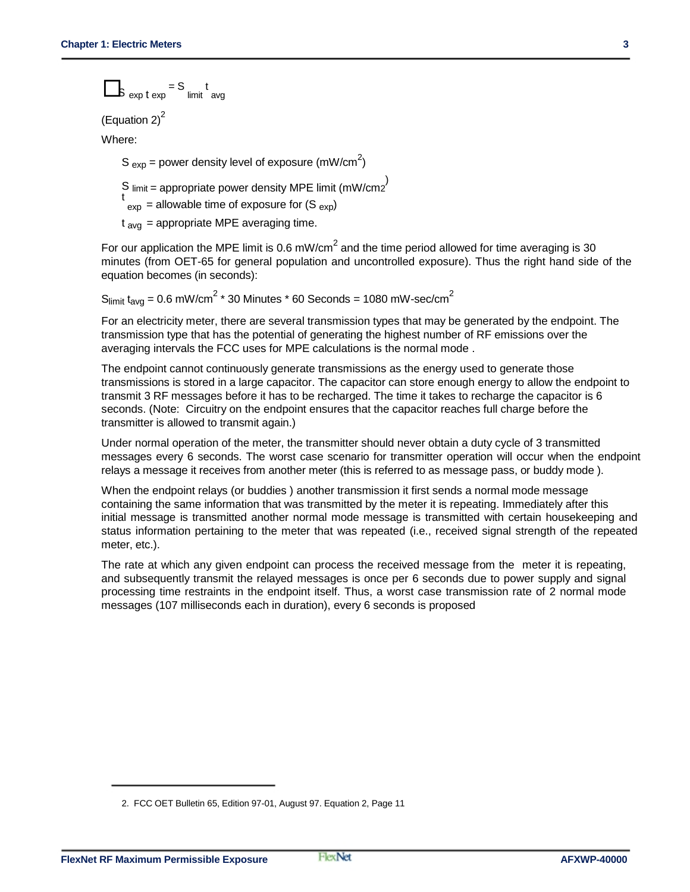$$S_{exp}\, t_{exp} = S_{limit}\, t_{avg}$$

(Equation 2)[2]

Where:

$S_{exp}$ = power density level of exposure (mW/cm$^2$)

$S_{limit}$ = appropriate power density MPE limit (mW/cm$^2$)

$t_{exp}$ = allowable time of exposure for ($S_{exp}$)

$t_{avg}$ = appropriate MPE averaging time.

For our application the MPE limit is 0.6 mW/cm$^2$ and the time period allowed for time averaging is 30 minutes (from OET-65 for general population and uncontrolled exposure). Thus the right hand side of the equation becomes (in seconds):

$S_{limit}\, t_{avg}$ = 0.6 mW/cm$^2$ * 30 Minutes * 60 Seconds = 1080 mW-sec/cm$^2$

For an electricity meter, there are several transmission types that may be generated by the endpoint. The transmission type that has the potential of generating the highest number of RF emissions over the averaging intervals the FCC uses for MPE calculations is the normal mode .

The endpoint cannot continuously generate transmissions as the energy used to generate those transmissions is stored in a large capacitor. The capacitor can store enough energy to allow the endpoint to transmit 3 RF messages before it has to be recharged. The time it takes to recharge the capacitor is 6 seconds. (Note: Circuitry on the endpoint ensures that the capacitor reaches full charge before the transmitter is allowed to transmit again.)

Under normal operation of the meter, the transmitter should never obtain a duty cycle of 3 transmitted messages every 6 seconds. The worst case scenario for transmitter operation will occur when the endpoint relays a message it receives from another meter (this is referred to as message pass, or buddy mode ).

When the endpoint relays (or buddies ) another transmission it first sends a normal mode message containing the same information that was transmitted by the meter it is repeating. Immediately after this initial message is transmitted another normal mode message is transmitted with certain housekeeping and status information pertaining to the meter that was repeated (i.e., received signal strength of the repeated meter, etc.).

The rate at which any given endpoint can process the received message from the meter it is repeating, and subsequently transmit the relayed messages is once per 6 seconds due to power supply and signal processing time restraints in the endpoint itself. Thus, a worst case transmission rate of 2 normal mode messages (107 milliseconds each in duration), every 6 seconds is proposed

2. FCC OET Bulletin 65, Edition 97-01, August 97. Equation 2, Page 11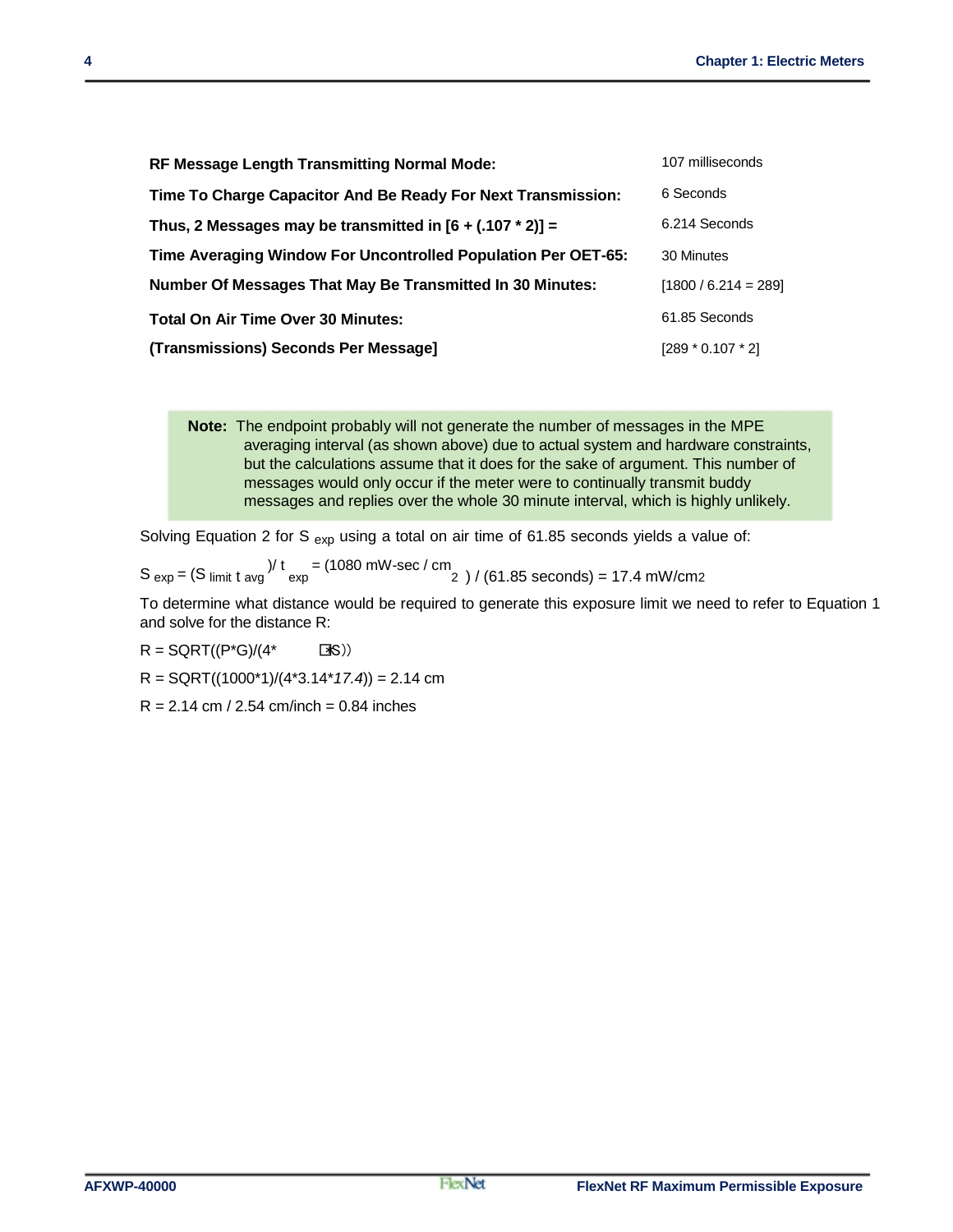| | |
|---|---|
| **RF Message Length Transmitting Normal Mode:** | 107 milliseconds |
| **Time To Charge Capacitor And Be Ready For Next Transmission:** | 6 Seconds |
| **Thus, 2 Messages may be transmitted in [6 + (.107 * 2)] =** | 6.214 Seconds |
| **Time Averaging Window For Uncontrolled Population Per OET-65:** | 30 Minutes |
| **Number Of Messages That May Be Transmitted In 30 Minutes:** | [1800 / 6.214 = 289] |
| **Total On Air Time Over 30 Minutes:** | 61.85 Seconds |
| **(Transmissions) Seconds Per Message]** | [289 * 0.107 * 2] |

> **Note:** The endpoint probably will not generate the number of messages in the MPE averaging interval (as shown above) due to actual system and hardware constraints, but the calculations assume that it does for the sake of argument. This number of messages would only occur if the meter were to continually transmit buddy messages and replies over the whole 30 minute interval, which is highly unlikely.

Solving Equation 2 for $S_{exp}$ using a total on air time of 61.85 seconds yields a value of:

$S_{exp} = (S_{limit}\, t_{avg}) / t_{exp} = (1080 \text{ mW-sec / cm}^2) / (61.85 \text{ seconds}) = 17.4 \text{ mW/cm}^2$

To determine what distance would be required to generate this exposure limit we need to refer to Equation 1 and solve for the distance R:

R = SQRT((P*G)/(4*πS))

R = SQRT((1000*1)/(4*3.14*17.4)) = 2.14 cm

R = 2.14 cm / 2.54 cm/inch = 0.84 inches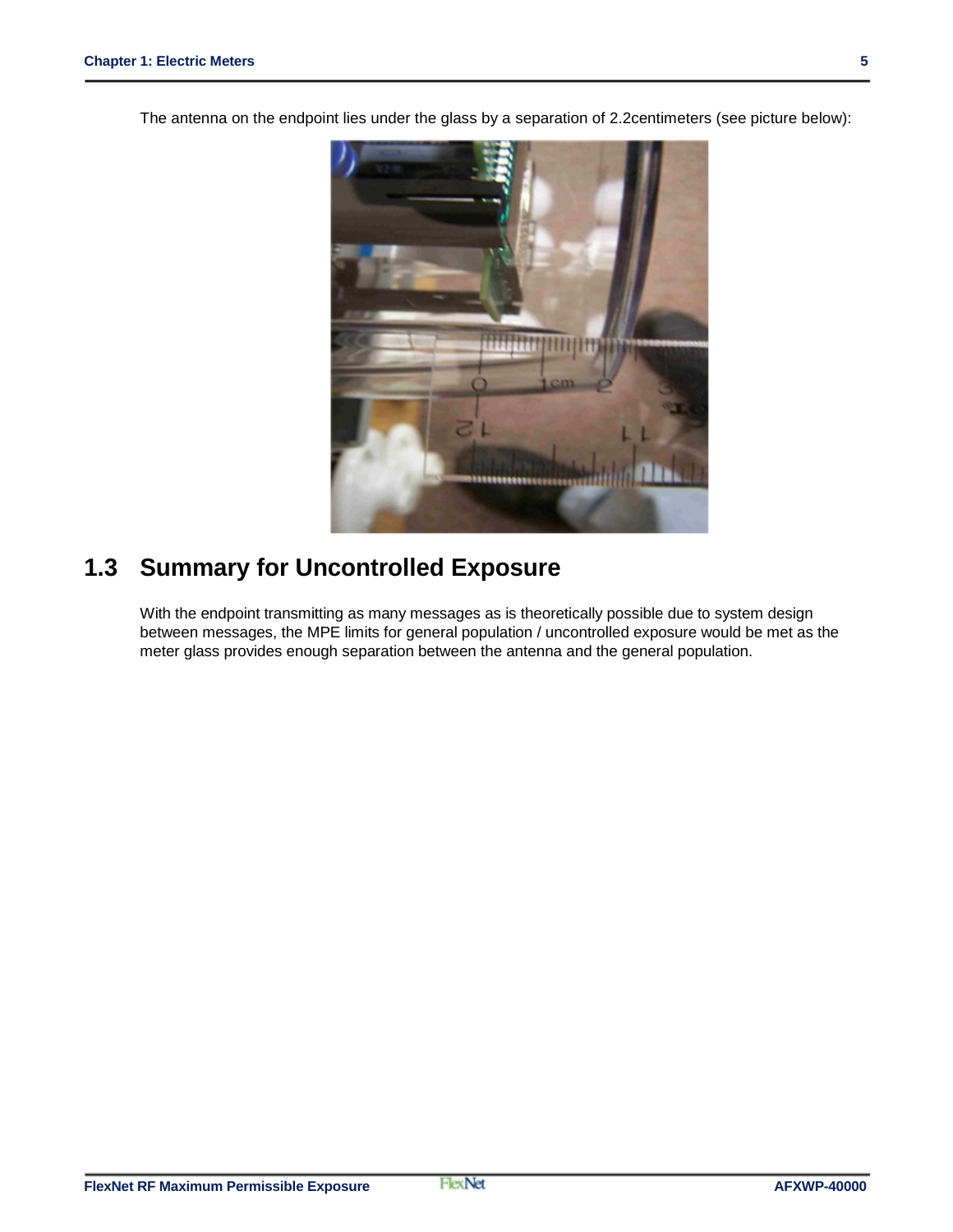The antenna on the endpoint lies under the glass by a separation of 2.2centimeters (see picture below):

## 1.3 Summary for Uncontrolled Exposure

With the endpoint transmitting as many messages as is theoretically possible due to system design between messages, the MPE limits for general population / uncontrolled exposure would be met as the meter glass provides enough separation between the antenna and the general population.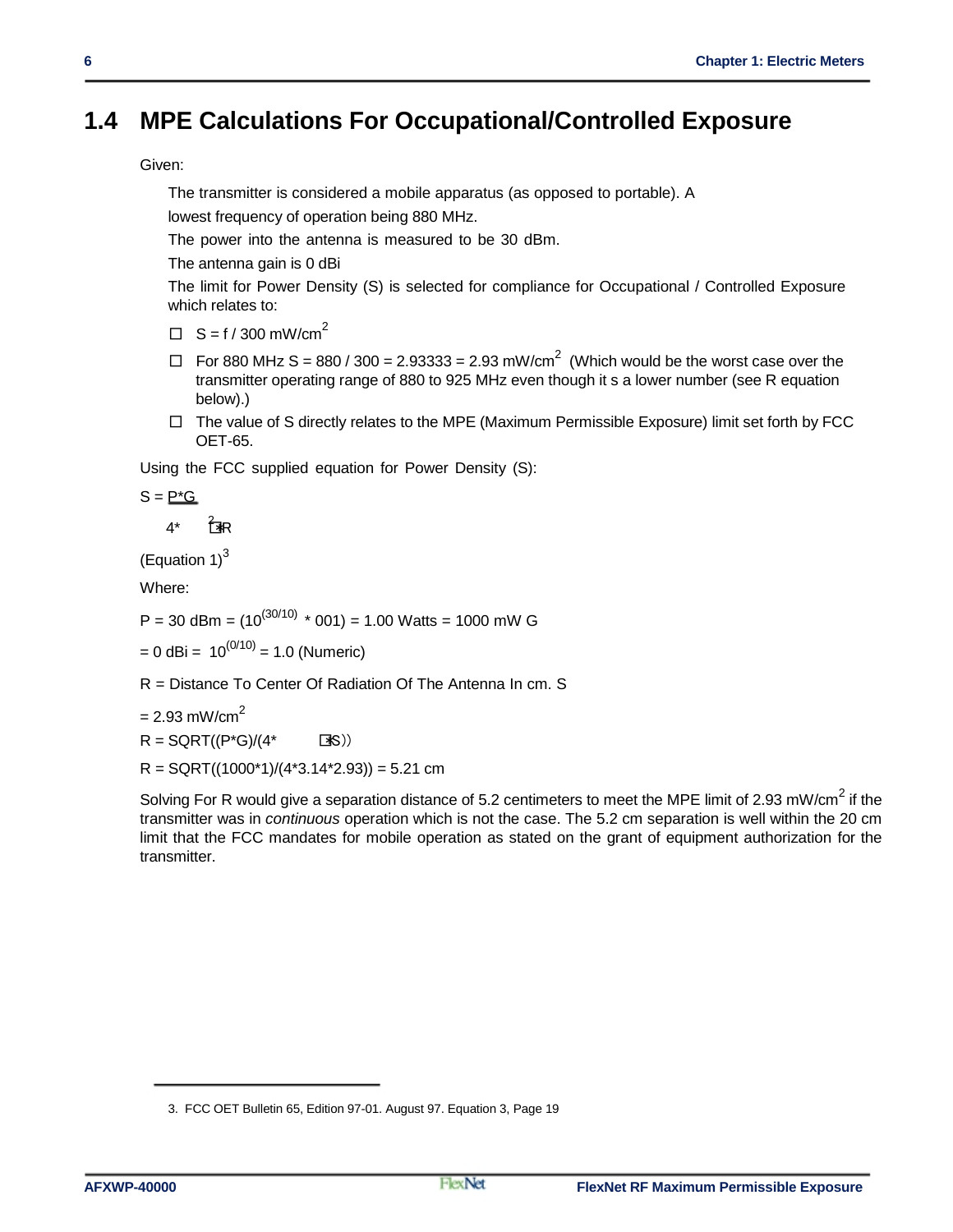## 1.4 MPE Calculations For Occupational/Controlled Exposure

Given:

The transmitter is considered a mobile apparatus (as opposed to portable). A lowest frequency of operation being 880 MHz.

The power into the antenna is measured to be 30 dBm.

The antenna gain is 0 dBi

The limit for Power Density (S) is selected for compliance for Occupational / Controlled Exposure which relates to:

- $S = f / 300$ mW/cm$^2$
- For 880 MHz $S = 880 / 300 = 2.93333 = 2.93$ mW/cm$^2$ (Which would be the worst case over the transmitter operating range of 880 to 925 MHz even though it s a lower number (see R equation below).)
- The value of S directly relates to the MPE (Maximum Permissible Exposure) limit set forth by FCC OET-65.

Using the FCC supplied equation for Power Density (S):

$$S = \frac{P*G}{4*\pi*R^2}$$

(Equation 1)[3]

Where:

$P = 30$ dBm $= (10^{(30/10)} * 001) = 1.00$ Watts $= 1000$ mW

$G = 0$ dBi $= 10^{(0/10)} = 1.0$ (Numeric)

R = Distance To Center Of Radiation Of The Antenna In cm.

$S = 2.93$ mW/cm$^2$

$R = SQRT((P*G)/(4*\pi*S))$

$R = SQRT((1000*1)/(4*3.14*2.93)) = 5.21$ cm

Solving For R would give a separation distance of 5.2 centimeters to meet the MPE limit of 2.93 mW/cm$^2$ if the transmitter was in *continuous* operation which is not the case. The 5.2 cm separation is well within the 20 cm limit that the FCC mandates for mobile operation as stated on the grant of equipment authorization for the transmitter.

---

3. FCC OET Bulletin 65, Edition 97-01. August 97. Equation 3, Page 19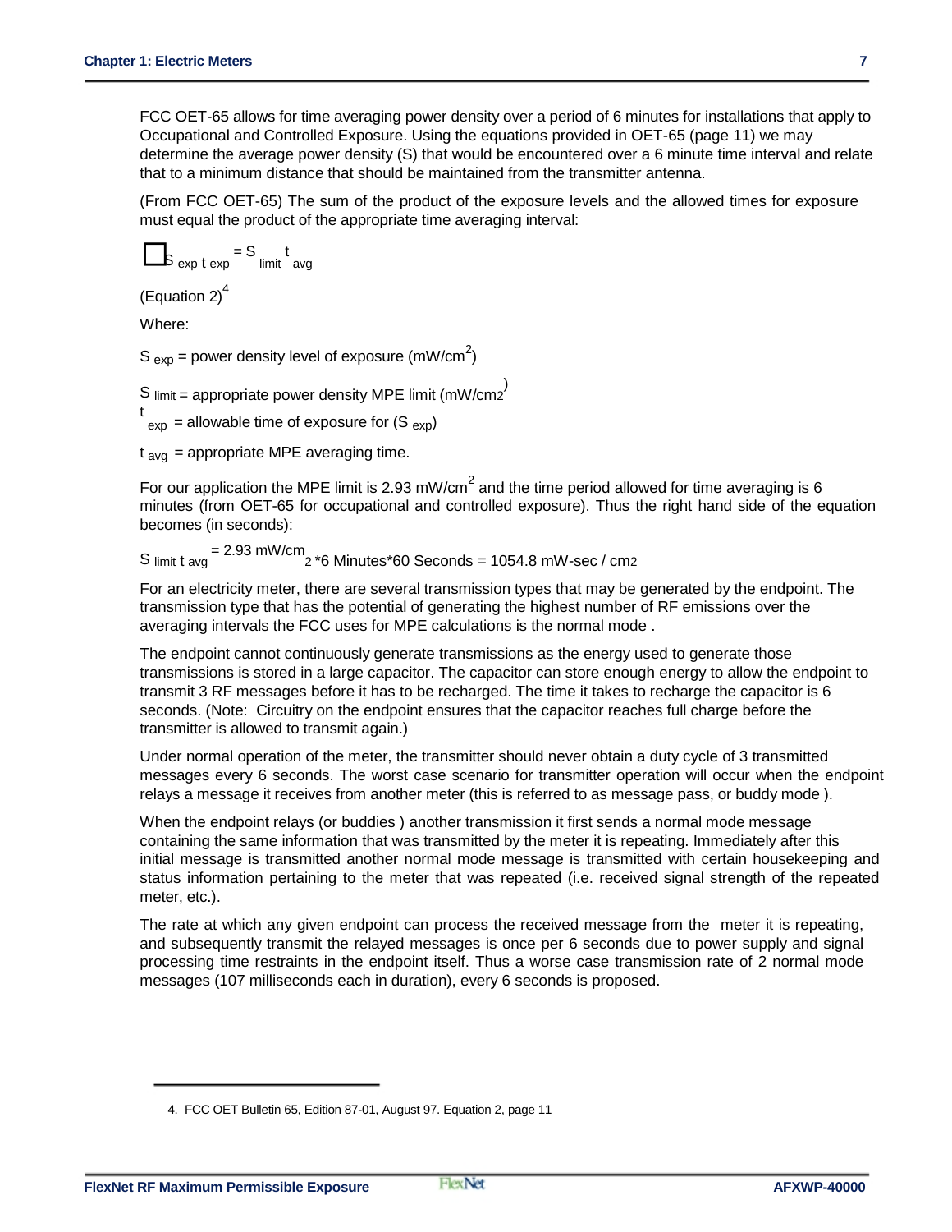FCC OET-65 allows for time averaging power density over a period of 6 minutes for installations that apply to Occupational and Controlled Exposure. Using the equations provided in OET-65 (page 11) we may determine the average power density (S) that would be encountered over a 6 minute time interval and relate that to a minimum distance that should be maintained from the transmitter antenna.

(From FCC OET-65) The sum of the product of the exposure levels and the allowed times for exposure must equal the product of the appropriate time averaging interval:

$$\sum S_{exp} t_{exp} = S_{limit} t_{avg}$$

(Equation 2)[4]

Where:

$S_{exp}$ = power density level of exposure (mW/cm$^2$)

$S_{limit}$ = appropriate power density MPE limit (mW/cm$^2$)

$t_{exp}$ = allowable time of exposure for ($S_{exp}$)

$t_{avg}$ = appropriate MPE averaging time.

For our application the MPE limit is 2.93 mW/cm$^2$ and the time period allowed for time averaging is 6 minutes (from OET-65 for occupational and controlled exposure). Thus the right hand side of the equation becomes (in seconds):

$$S_{limit} t_{avg} = 2.93 \text{ mW/cm}^2 * 6 \text{ Minutes} * 60 \text{ Seconds} = 1054.8 \text{ mW-sec / cm}^2$$

For an electricity meter, there are several transmission types that may be generated by the endpoint. The transmission type that has the potential of generating the highest number of RF emissions over the averaging intervals the FCC uses for MPE calculations is the normal mode .

The endpoint cannot continuously generate transmissions as the energy used to generate those transmissions is stored in a large capacitor. The capacitor can store enough energy to allow the endpoint to transmit 3 RF messages before it has to be recharged. The time it takes to recharge the capacitor is 6 seconds. (Note: Circuitry on the endpoint ensures that the capacitor reaches full charge before the transmitter is allowed to transmit again.)

Under normal operation of the meter, the transmitter should never obtain a duty cycle of 3 transmitted messages every 6 seconds. The worst case scenario for transmitter operation will occur when the endpoint relays a message it receives from another meter (this is referred to as message pass, or buddy mode ).

When the endpoint relays (or buddies ) another transmission it first sends a normal mode message containing the same information that was transmitted by the meter it is repeating. Immediately after this initial message is transmitted another normal mode message is transmitted with certain housekeeping and status information pertaining to the meter that was repeated (i.e. received signal strength of the repeated meter, etc.).

The rate at which any given endpoint can process the received message from the meter it is repeating, and subsequently transmit the relayed messages is once per 6 seconds due to power supply and signal processing time restraints in the endpoint itself. Thus a worse case transmission rate of 2 normal mode messages (107 milliseconds each in duration), every 6 seconds is proposed.

---

4. FCC OET Bulletin 65, Edition 87-01, August 97. Equation 2, page 11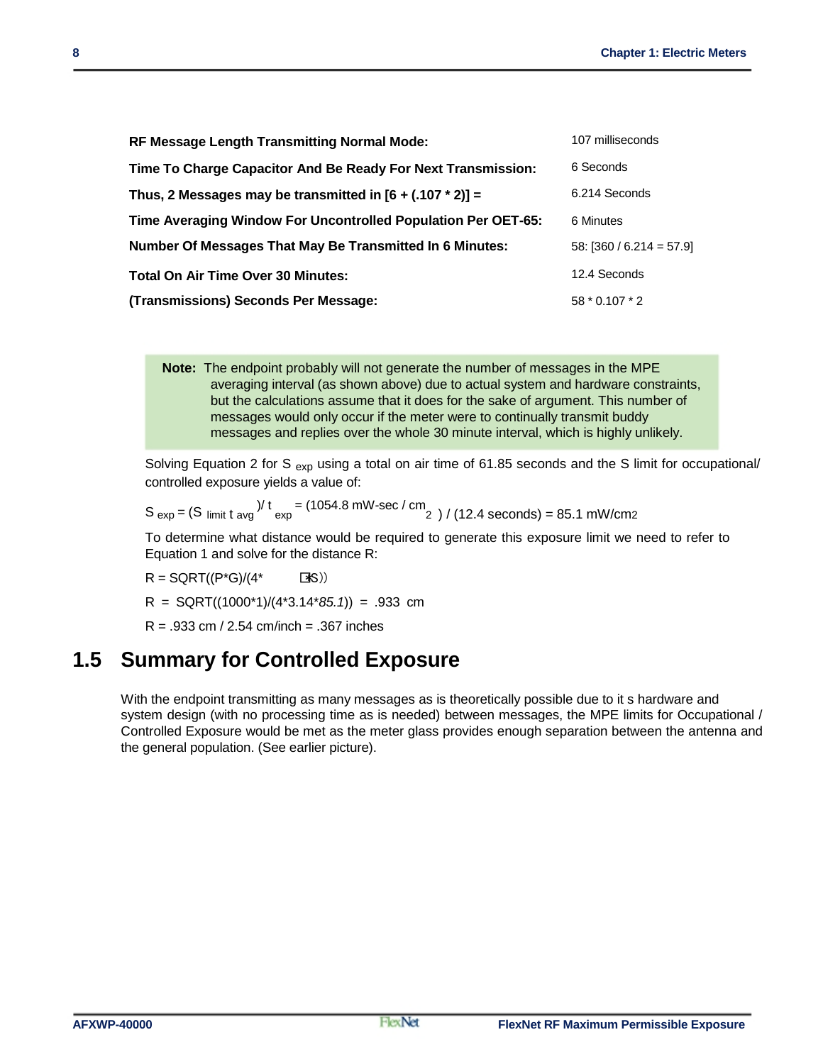| | |
|---|---|
| **RF Message Length Transmitting Normal Mode:** | 107 milliseconds |
| **Time To Charge Capacitor And Be Ready For Next Transmission:** | 6 Seconds |
| **Thus, 2 Messages may be transmitted in [6 + (.107 * 2)] =** | 6.214 Seconds |
| **Time Averaging Window For Uncontrolled Population Per OET-65:** | 6 Minutes |
| **Number Of Messages That May Be Transmitted In 6 Minutes:** | 58: [360 / 6.214 = 57.9] |
| **Total On Air Time Over 30 Minutes:** | 12.4 Seconds |
| **(Transmissions) Seconds Per Message:** | 58 * 0.107 * 2 |

> **Note:** The endpoint probably will not generate the number of messages in the MPE averaging interval (as shown above) due to actual system and hardware constraints, but the calculations assume that it does for the sake of argument. This number of messages would only occur if the meter were to continually transmit buddy messages and replies over the whole 30 minute interval, which is highly unlikely.

Solving Equation 2 for $S_{exp}$ using a total on air time of 61.85 seconds and the S limit for occupational/ controlled exposure yields a value of:

$S_{exp} = (S_{limit}\, t_{avg})/ t_{exp}$ = (1054.8 mW-sec / cm$^2$ ) / (12.4 seconds) = 85.1 mW/cm$^2$

To determine what distance would be required to generate this exposure limit we need to refer to Equation 1 and solve for the distance R:

R = SQRT((P*G)/(4*πS))

R = SQRT((1000*1)/(4*3.14**85.1*)) = .933 cm

R = .933 cm / 2.54 cm/inch = .367 inches

## 1.5 Summary for Controlled Exposure

With the endpoint transmitting as many messages as is theoretically possible due to it s hardware and system design (with no processing time as is needed) between messages, the MPE limits for Occupational / Controlled Exposure would be met as the meter glass provides enough separation between the antenna and the general population. (See earlier picture).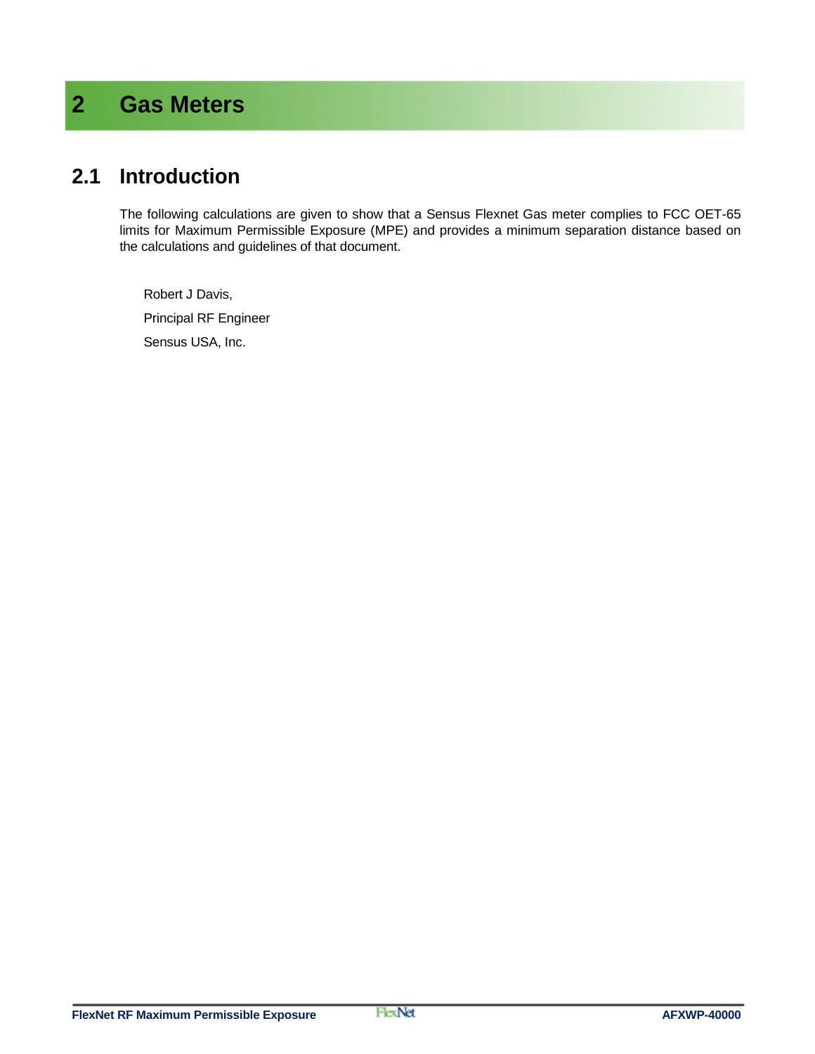# 2 Gas Meters

## 2.1 Introduction

The following calculations are given to show that a Sensus Flexnet Gas meter complies to FCC OET-65 limits for Maximum Permissible Exposure (MPE) and provides a minimum separation distance based on the calculations and guidelines of that document.

Robert J Davis,

Principal RF Engineer

Sensus USA, Inc.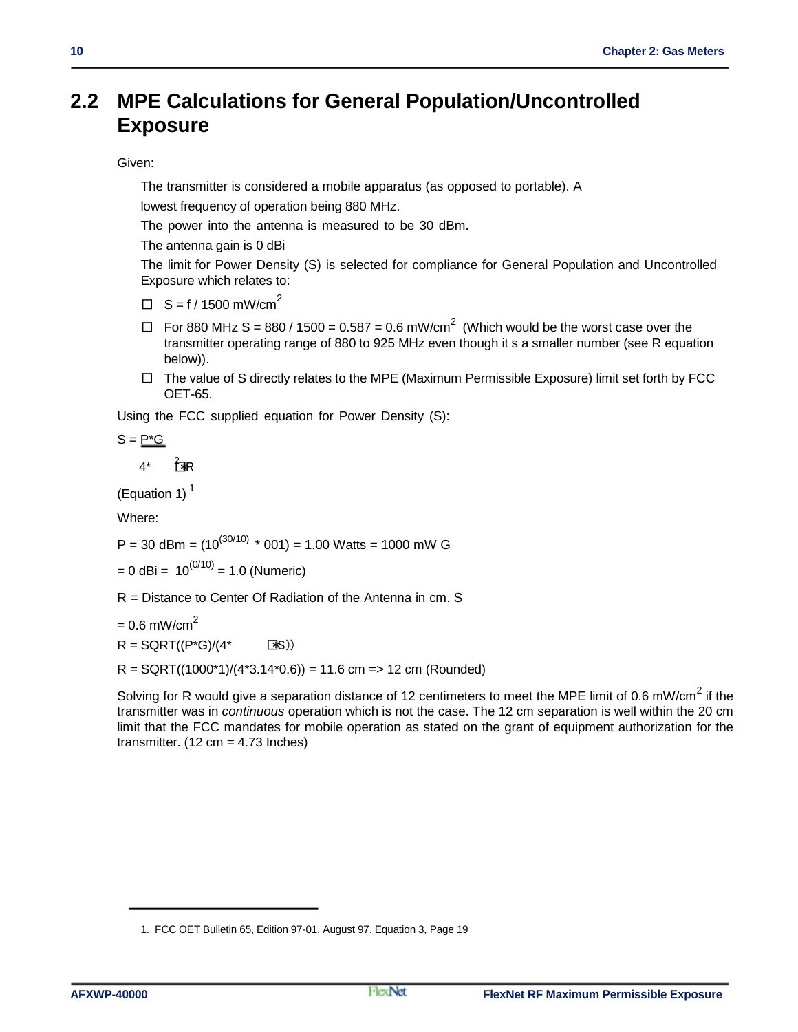## 2.2 MPE Calculations for General Population/Uncontrolled Exposure

Given:

The transmitter is considered a mobile apparatus (as opposed to portable). A

lowest frequency of operation being 880 MHz.

The power into the antenna is measured to be 30 dBm.

The antenna gain is 0 dBi

The limit for Power Density (S) is selected for compliance for General Population and Uncontrolled Exposure which relates to:

- $S = f / 1500$ mW/cm$^2$
- For 880 MHz $S = 880 / 1500 = 0.587 = 0.6$ mW/cm$^2$ (Which would be the worst case over the transmitter operating range of 880 to 925 MHz even though it s a smaller number (see R equation below)).
- The value of S directly relates to the MPE (Maximum Permissible Exposure) limit set forth by FCC OET-65.

Using the FCC supplied equation for Power Density (S):

$$S = \frac{P*G}{4*\pi R^2}$$

(Equation 1) [1]

Where:

P = 30 dBm = $(10^{(30/10)} * 001)$ = 1.00 Watts = 1000 mW G

= 0 dBi = $10^{(0/10)}$ = 1.0 (Numeric)

R = Distance to Center Of Radiation of the Antenna in cm. S

= 0.6 mW/cm$^2$

R = SQRT((P*G)/(4*$\pi$S))

R = SQRT((1000*1)/(4*3.14*0.6)) = 11.6 cm => 12 cm (Rounded)

Solving for R would give a separation distance of 12 centimeters to meet the MPE limit of 0.6 mW/cm$^2$ if the transmitter was in *continuous* operation which is not the case. The 12 cm separation is well within the 20 cm limit that the FCC mandates for mobile operation as stated on the grant of equipment authorization for the transmitter. (12 cm = 4.73 Inches)

---

1. FCC OET Bulletin 65, Edition 97-01. August 97. Equation 3, Page 19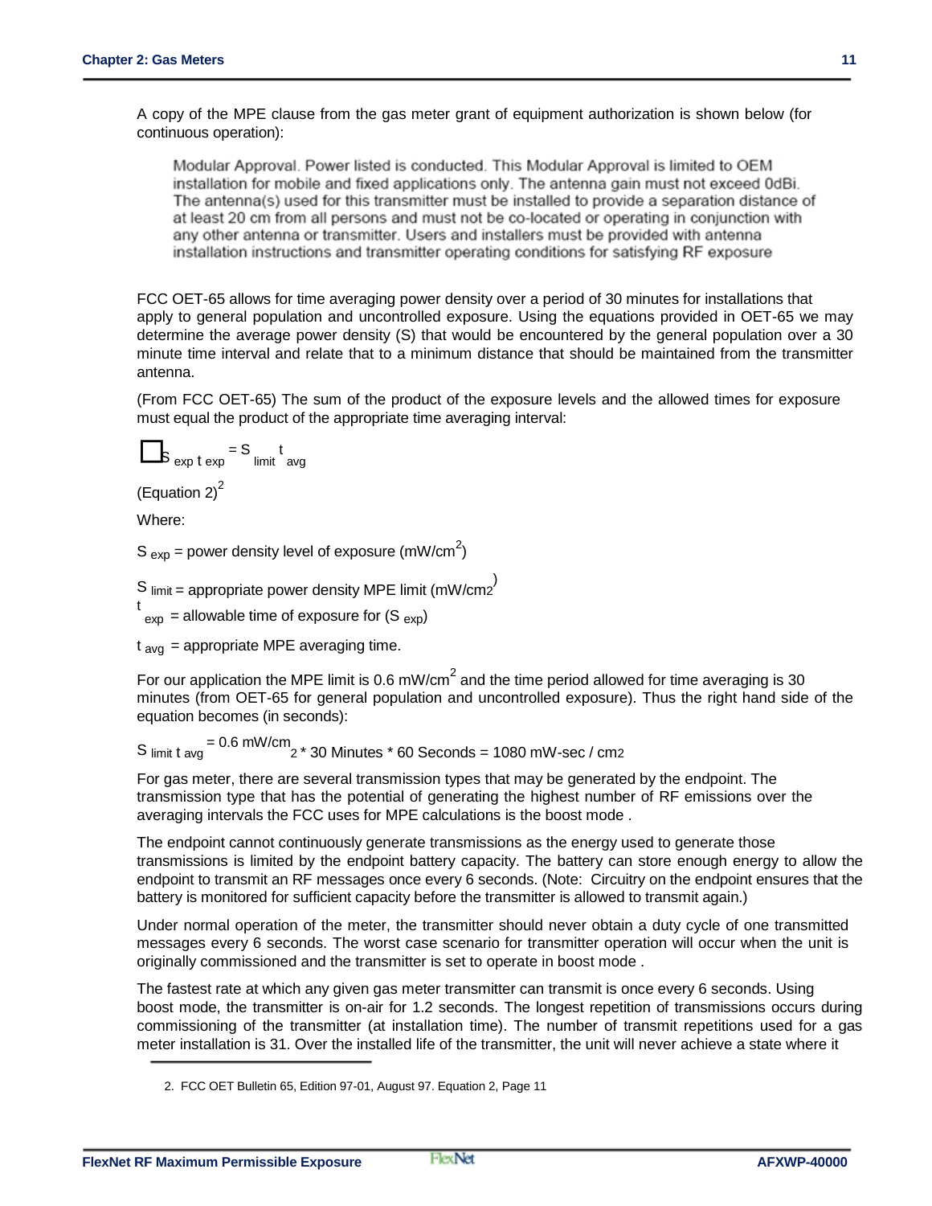A copy of the MPE clause from the gas meter grant of equipment authorization is shown below (for continuous operation):

> Modular Approval. Power listed is conducted. This Modular Approval is limited to OEM installation for mobile and fixed applications only. The antenna gain must not exceed 0dBi. The antenna(s) used for this transmitter must be installed to provide a separation distance of at least 20 cm from all persons and must not be co-located or operating in conjunction with any other antenna or transmitter. Users and installers must be provided with antenna installation instructions and transmitter operating conditions for satisfying RF exposure

FCC OET-65 allows for time averaging power density over a period of 30 minutes for installations that apply to general population and uncontrolled exposure. Using the equations provided in OET-65 we may determine the average power density (S) that would be encountered by the general population over a 30 minute time interval and relate that to a minimum distance that should be maintained from the transmitter antenna.

(From FCC OET-65) The sum of the product of the exposure levels and the allowed times for exposure must equal the product of the appropriate time averaging interval:

$$\sum S_{exp} t_{exp} = S_{limit} t_{avg}$$

(Equation 2)[2]

Where:

$S_{exp}$ = power density level of exposure ($mW/cm^2$)

$S_{limit}$ = appropriate power density MPE limit ($mW/cm^2$)

$t_{exp}$ = allowable time of exposure for ($S_{exp}$)

$t_{avg}$ = appropriate MPE averaging time.

For our application the MPE limit is 0.6 $mW/cm^2$ and the time period allowed for time averaging is 30 minutes (from OET-65 for general population and uncontrolled exposure). Thus the right hand side of the equation becomes (in seconds):

$$S_{limit} t_{avg} = 0.6\ mW/cm^2 * 30\ Minutes * 60\ Seconds = 1080\ mW\text{-}sec / cm^2$$

For gas meter, there are several transmission types that may be generated by the endpoint. The transmission type that has the potential of generating the highest number of RF emissions over the averaging intervals the FCC uses for MPE calculations is the boost mode .

The endpoint cannot continuously generate transmissions as the energy used to generate those transmissions is limited by the endpoint battery capacity. The battery can store enough energy to allow the endpoint to transmit an RF messages once every 6 seconds. (Note: Circuitry on the endpoint ensures that the battery is monitored for sufficient capacity before the transmitter is allowed to transmit again.)

Under normal operation of the meter, the transmitter should never obtain a duty cycle of one transmitted messages every 6 seconds. The worst case scenario for transmitter operation will occur when the unit is originally commissioned and the transmitter is set to operate in boost mode .

The fastest rate at which any given gas meter transmitter can transmit is once every 6 seconds. Using boost mode, the transmitter is on-air for 1.2 seconds. The longest repetition of transmissions occurs during commissioning of the transmitter (at installation time). The number of transmit repetitions used for a gas meter installation is 31. Over the installed life of the transmitter, the unit will never achieve a state where it

2. FCC OET Bulletin 65, Edition 97-01, August 97. Equation 2, Page 11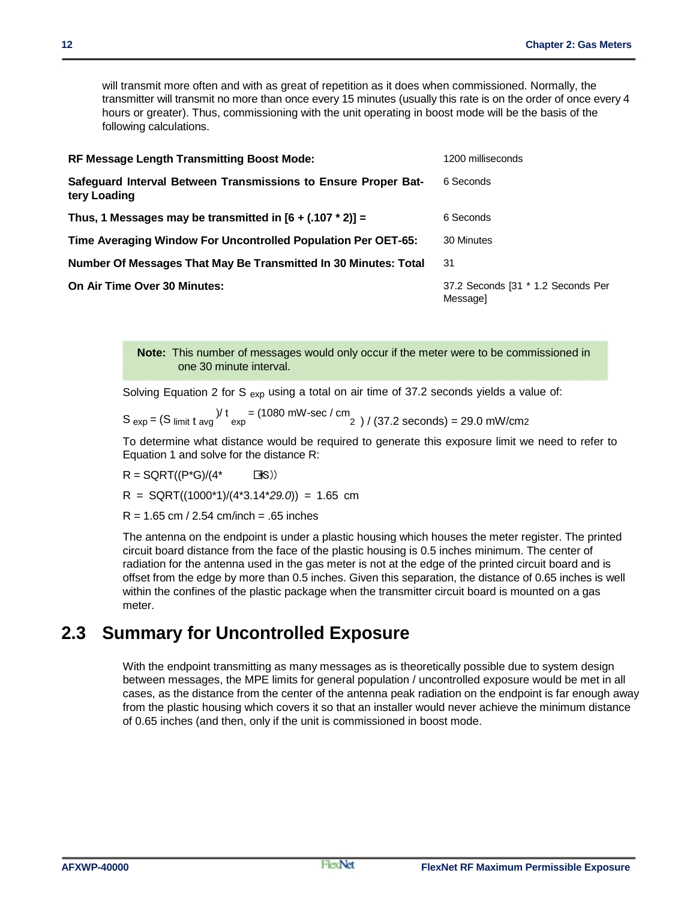will transmit more often and with as great of repetition as it does when commissioned. Normally, the transmitter will transmit no more than once every 15 minutes (usually this rate is on the order of once every 4 hours or greater). Thus, commissioning with the unit operating in boost mode will be the basis of the following calculations.

| | |
|---|---|
| **RF Message Length Transmitting Boost Mode:** | 1200 milliseconds |
| **Safeguard Interval Between Transmissions to Ensure Proper Battery Loading** | 6 Seconds |
| **Thus, 1 Messages may be transmitted in [6 + (.107 * 2)] =** | 6 Seconds |
| **Time Averaging Window For Uncontrolled Population Per OET-65:** | 30 Minutes |
| **Number Of Messages That May Be Transmitted In 30 Minutes: Total** | 31 |
| **On Air Time Over 30 Minutes:** | 37.2 Seconds [31 * 1.2 Seconds Per Message] |

> **Note:** This number of messages would only occur if the meter were to be commissioned in one 30 minute interval.

Solving Equation 2 for $S_{exp}$ using a total on air time of 37.2 seconds yields a value of:

$S_{exp} = (S_{limit}\, t_{avg})/ t_{exp} = (1080 \text{ mW-sec / cm}^2) / (37.2 \text{ seconds}) = 29.0 \text{ mW/cm}^2$

To determine what distance would be required to generate this exposure limit we need to refer to Equation 1 and solve for the distance R:

R = SQRT((P*G)/(4*π*S))

R = SQRT((1000*1)/(4*3.14*29.0)) = 1.65 cm

R = 1.65 cm / 2.54 cm/inch = .65 inches

The antenna on the endpoint is under a plastic housing which houses the meter register. The printed circuit board distance from the face of the plastic housing is 0.5 inches minimum. The center of radiation for the antenna used in the gas meter is not at the edge of the printed circuit board and is offset from the edge by more than 0.5 inches. Given this separation, the distance of 0.65 inches is well within the confines of the plastic package when the transmitter circuit board is mounted on a gas meter.

## 2.3 Summary for Uncontrolled Exposure

With the endpoint transmitting as many messages as is theoretically possible due to system design between messages, the MPE limits for general population / uncontrolled exposure would be met in all cases, as the distance from the center of the antenna peak radiation on the endpoint is far enough away from the plastic housing which covers it so that an installer would never achieve the minimum distance of 0.65 inches (and then, only if the unit is commissioned in boost mode.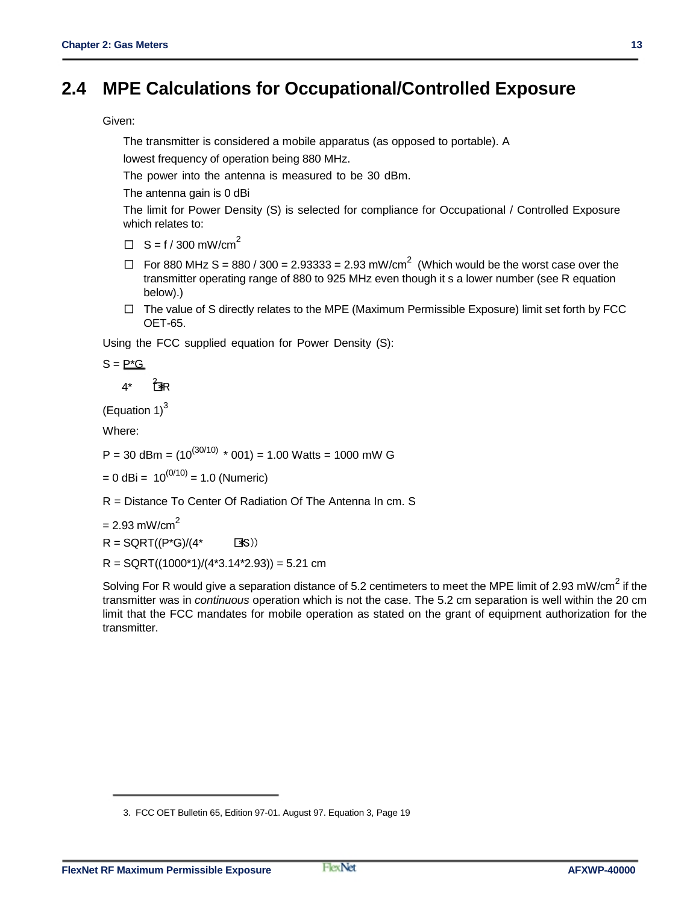## 2.4 MPE Calculations for Occupational/Controlled Exposure

Given:

The transmitter is considered a mobile apparatus (as opposed to portable). A

lowest frequency of operation being 880 MHz.

The power into the antenna is measured to be 30 dBm.

The antenna gain is 0 dBi

The limit for Power Density (S) is selected for compliance for Occupational / Controlled Exposure which relates to:

- ☐ $S = f / 300$ mW/cm$^2$
- ☐ For 880 MHz $S = 880 / 300 = 2.93333 = 2.93$ mW/cm$^2$ (Which would be the worst case over the transmitter operating range of 880 to 925 MHz even though it s a lower number (see R equation below).)
- ☐ The value of S directly relates to the MPE (Maximum Permissible Exposure) limit set forth by FCC OET-65.

Using the FCC supplied equation for Power Density (S):

$$S = \frac{P*G}{4*\pi R^2}$$

(Equation 1)[3]

Where:

P = 30 dBm = $(10^{(30/10)} * 001)$ = 1.00 Watts = 1000 mW G

= 0 dBi = $10^{(0/10)}$ = 1.0 (Numeric)

R = Distance To Center Of Radiation Of The Antenna In cm. S

= 2.93 mW/cm$^2$

R = SQRT((P*G)/(4*πS))

R = SQRT((1000*1)/(4*3.14*2.93)) = 5.21 cm

Solving For R would give a separation distance of 5.2 centimeters to meet the MPE limit of 2.93 mW/cm$^2$ if the transmitter was in *continuous* operation which is not the case. The 5.2 cm separation is well within the 20 cm limit that the FCC mandates for mobile operation as stated on the grant of equipment authorization for the transmitter.

---

3. FCC OET Bulletin 65, Edition 97-01. August 97. Equation 3, Page 19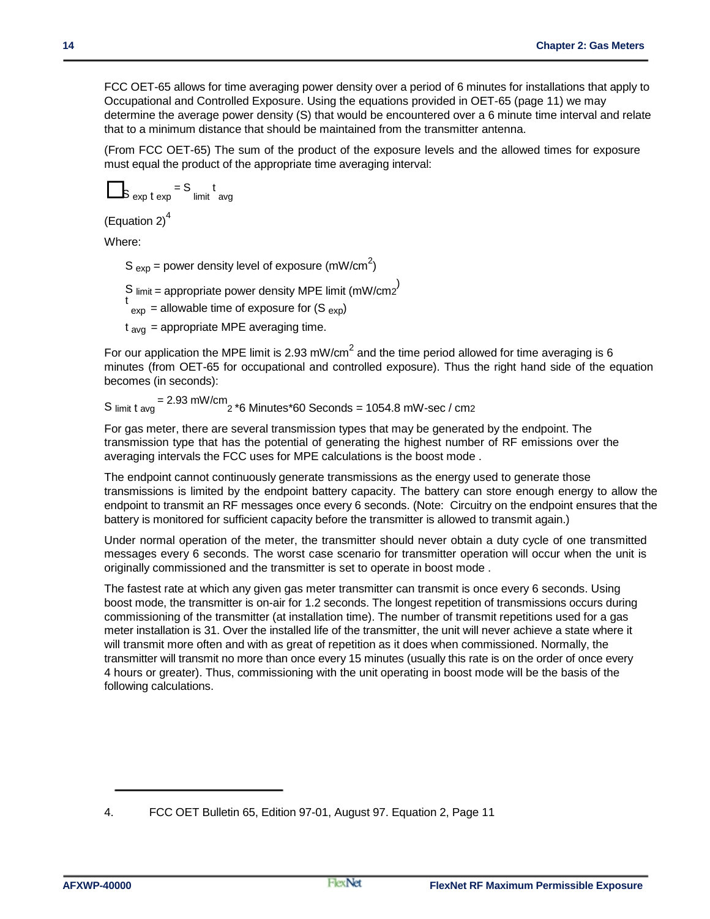FCC OET-65 allows for time averaging power density over a period of 6 minutes for installations that apply to Occupational and Controlled Exposure. Using the equations provided in OET-65 (page 11) we may determine the average power density (S) that would be encountered over a 6 minute time interval and relate that to a minimum distance that should be maintained from the transmitter antenna.

(From FCC OET-65) The sum of the product of the exposure levels and the allowed times for exposure must equal the product of the appropriate time averaging interval:

$$\sum S_{exp}\, t_{exp} = S_{limit}\, t_{avg}$$

(Equation 2)[4]

Where:

- $S_{exp}$ = power density level of exposure (mW/cm$^2$)
- $S_{limit}$ = appropriate power density MPE limit (mW/cm$^2$)
- $t_{exp}$ = allowable time of exposure for ($S_{exp}$)
- $t_{avg}$ = appropriate MPE averaging time.

For our application the MPE limit is 2.93 mW/cm$^2$ and the time period allowed for time averaging is 6 minutes (from OET-65 for occupational and controlled exposure). Thus the right hand side of the equation becomes (in seconds):

$$S_{limit}\, t_{avg} = 2.93 \text{ mW/cm}^2 \times 6 \text{ Minutes} \times 60 \text{ Seconds} = 1054.8 \text{ mW-sec / cm}^2$$

For gas meter, there are several transmission types that may be generated by the endpoint. The transmission type that has the potential of generating the highest number of RF emissions over the averaging intervals the FCC uses for MPE calculations is the boost mode .

The endpoint cannot continuously generate transmissions as the energy used to generate those transmissions is limited by the endpoint battery capacity. The battery can store enough energy to allow the endpoint to transmit an RF messages once every 6 seconds. (Note: Circuitry on the endpoint ensures that the battery is monitored for sufficient capacity before the transmitter is allowed to transmit again.)

Under normal operation of the meter, the transmitter should never obtain a duty cycle of one transmitted messages every 6 seconds. The worst case scenario for transmitter operation will occur when the unit is originally commissioned and the transmitter is set to operate in boost mode .

The fastest rate at which any given gas meter transmitter can transmit is once every 6 seconds. Using boost mode, the transmitter is on-air for 1.2 seconds. The longest repetition of transmissions occurs during commissioning of the transmitter (at installation time). The number of transmit repetitions used for a gas meter installation is 31. Over the installed life of the transmitter, the unit will never achieve a state where it will transmit more often and with as great of repetition as it does when commissioned. Normally, the transmitter will transmit no more than once every 15 minutes (usually this rate is on the order of once every 4 hours or greater). Thus, commissioning with the unit operating in boost mode will be the basis of the following calculations.

---

4. FCC OET Bulletin 65, Edition 97-01, August 97. Equation 2, Page 11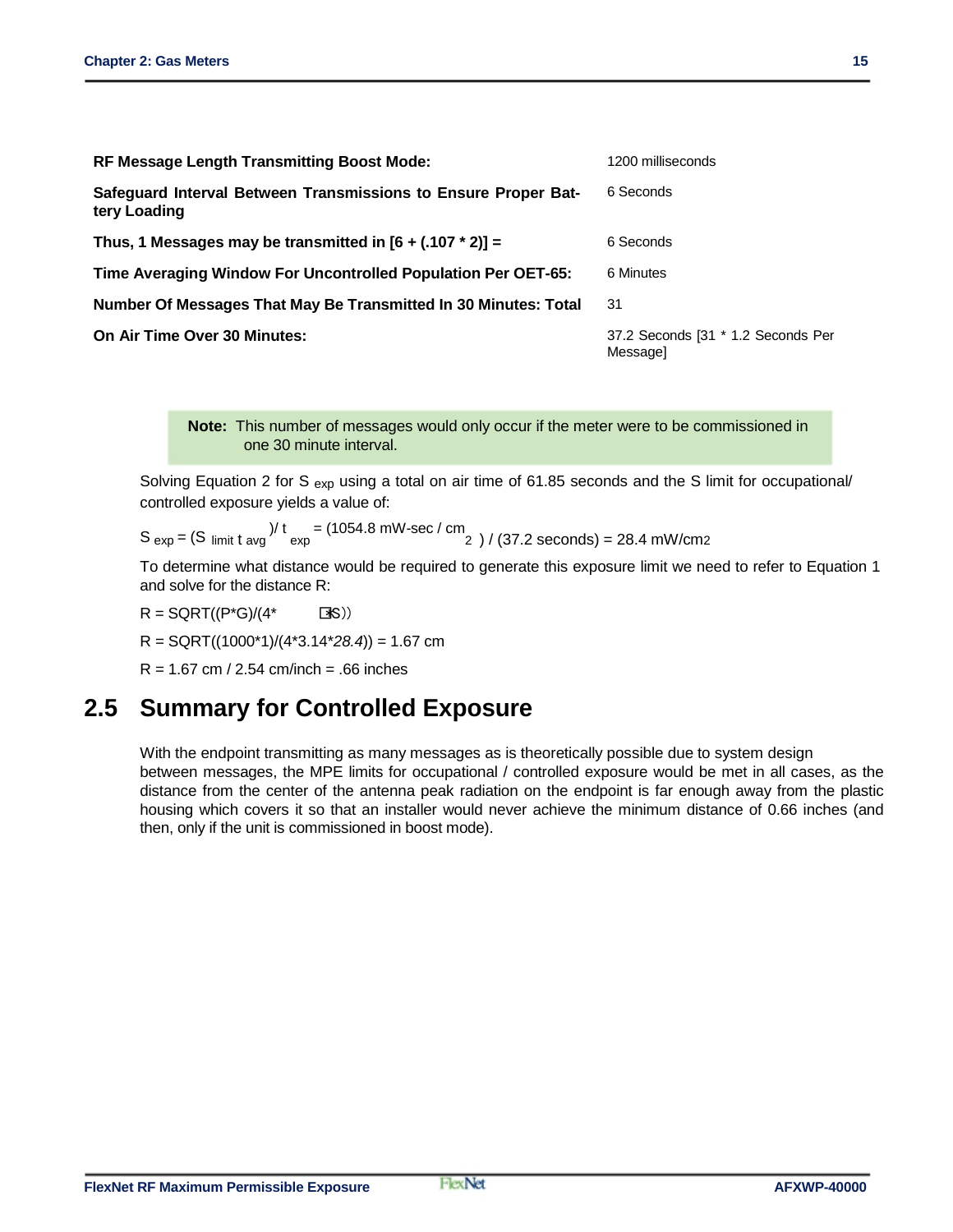| | |
|---|---|
| **RF Message Length Transmitting Boost Mode:** | 1200 milliseconds |
| **Safeguard Interval Between Transmissions to Ensure Proper Battery Loading** | 6 Seconds |
| **Thus, 1 Messages may be transmitted in [6 + (.107 * 2)] =** | 6 Seconds |
| **Time Averaging Window For Uncontrolled Population Per OET-65:** | 6 Minutes |
| **Number Of Messages That May Be Transmitted In 30 Minutes: Total** | 31 |
| **On Air Time Over 30 Minutes:** | 37.2 Seconds [31 * 1.2 Seconds Per Message] |

> **Note:** This number of messages would only occur if the meter were to be commissioned in one 30 minute interval.

Solving Equation 2 for $S_{exp}$ using a total on air time of 61.85 seconds and the S limit for occupational/ controlled exposure yields a value of:

$S_{exp} = (S_{limit}\, t_{avg})/t_{exp} = (1054.8 \text{ mW-sec / cm}^2) / (37.2 \text{ seconds}) = 28.4 \text{ mW/cm}^2$

To determine what distance would be required to generate this exposure limit we need to refer to Equation 1 and solve for the distance R:

R = SQRT((P*G)/(4*πS))

R = SQRT((1000*1)/(4*3.14**28.4*)) = 1.67 cm

R = 1.67 cm / 2.54 cm/inch = .66 inches

## 2.5 Summary for Controlled Exposure

With the endpoint transmitting as many messages as is theoretically possible due to system design between messages, the MPE limits for occupational / controlled exposure would be met in all cases, as the distance from the center of the antenna peak radiation on the endpoint is far enough away from the plastic housing which covers it so that an installer would never achieve the minimum distance of 0.66 inches (and then, only if the unit is commissioned in boost mode).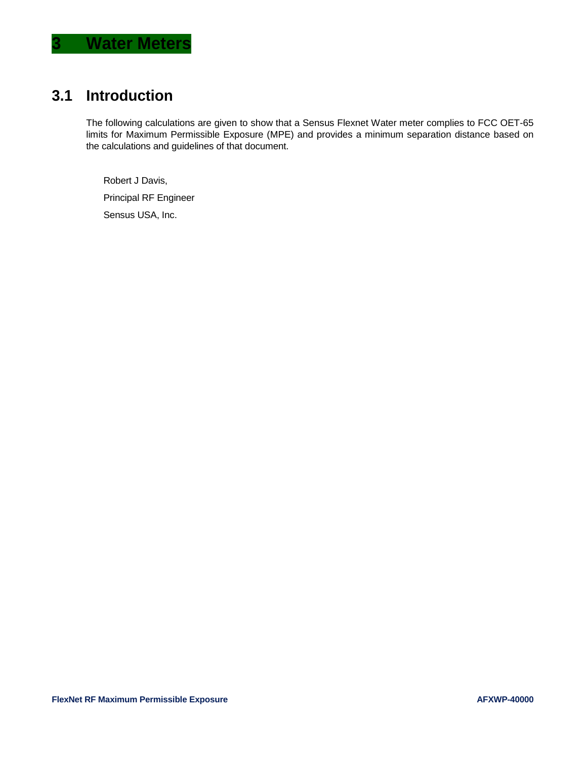# 3 Water Meters

## 3.1 Introduction

The following calculations are given to show that a Sensus Flexnet Water meter complies to FCC OET-65 limits for Maximum Permissible Exposure (MPE) and provides a minimum separation distance based on the calculations and guidelines of that document.

Robert J Davis,

Principal RF Engineer

Sensus USA, Inc.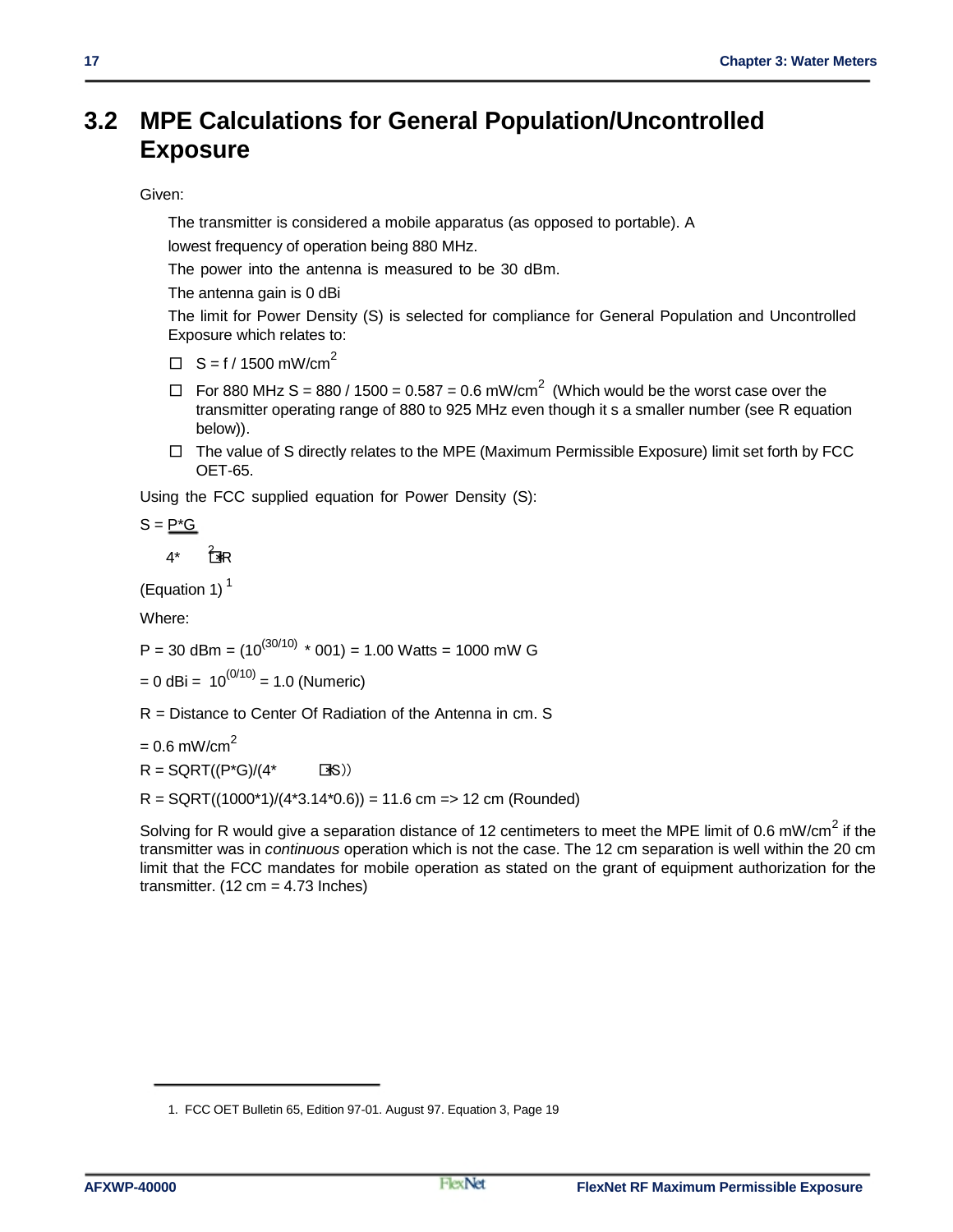## 3.2 MPE Calculations for General Population/Uncontrolled Exposure

Given:

The transmitter is considered a mobile apparatus (as opposed to portable). A

lowest frequency of operation being 880 MHz.

The power into the antenna is measured to be 30 dBm.

The antenna gain is 0 dBi

The limit for Power Density (S) is selected for compliance for General Population and Uncontrolled Exposure which relates to:

- $S = f / 1500$ mW/cm$^2$
- For 880 MHz $S = 880 / 1500 = 0.587 = 0.6$ mW/cm$^2$ (Which would be the worst case over the transmitter operating range of 880 to 925 MHz even though it s a smaller number (see R equation below)).
- The value of S directly relates to the MPE (Maximum Permissible Exposure) limit set forth by FCC OET-65.

Using the FCC supplied equation for Power Density (S):

$$S = \frac{P*G}{4*\pi*R^2}$$

(Equation 1) [1]

Where:

P = 30 dBm = $(10^{(30/10)} * 001)$ = 1.00 Watts = 1000 mW G

= 0 dBi = $10^{(0/10)}$ = 1.0 (Numeric)

R = Distance to Center Of Radiation of the Antenna in cm. S

= 0.6 mW/cm$^2$

R = SQRT((P*G)/(4*π*S))

R = SQRT((1000*1)/(4*3.14*0.6)) = 11.6 cm => 12 cm (Rounded)

Solving for R would give a separation distance of 12 centimeters to meet the MPE limit of 0.6 mW/cm$^2$ if the transmitter was in *continuous* operation which is not the case. The 12 cm separation is well within the 20 cm limit that the FCC mandates for mobile operation as stated on the grant of equipment authorization for the transmitter. (12 cm = 4.73 Inches)

1. FCC OET Bulletin 65, Edition 97-01. August 97. Equation 3, Page 19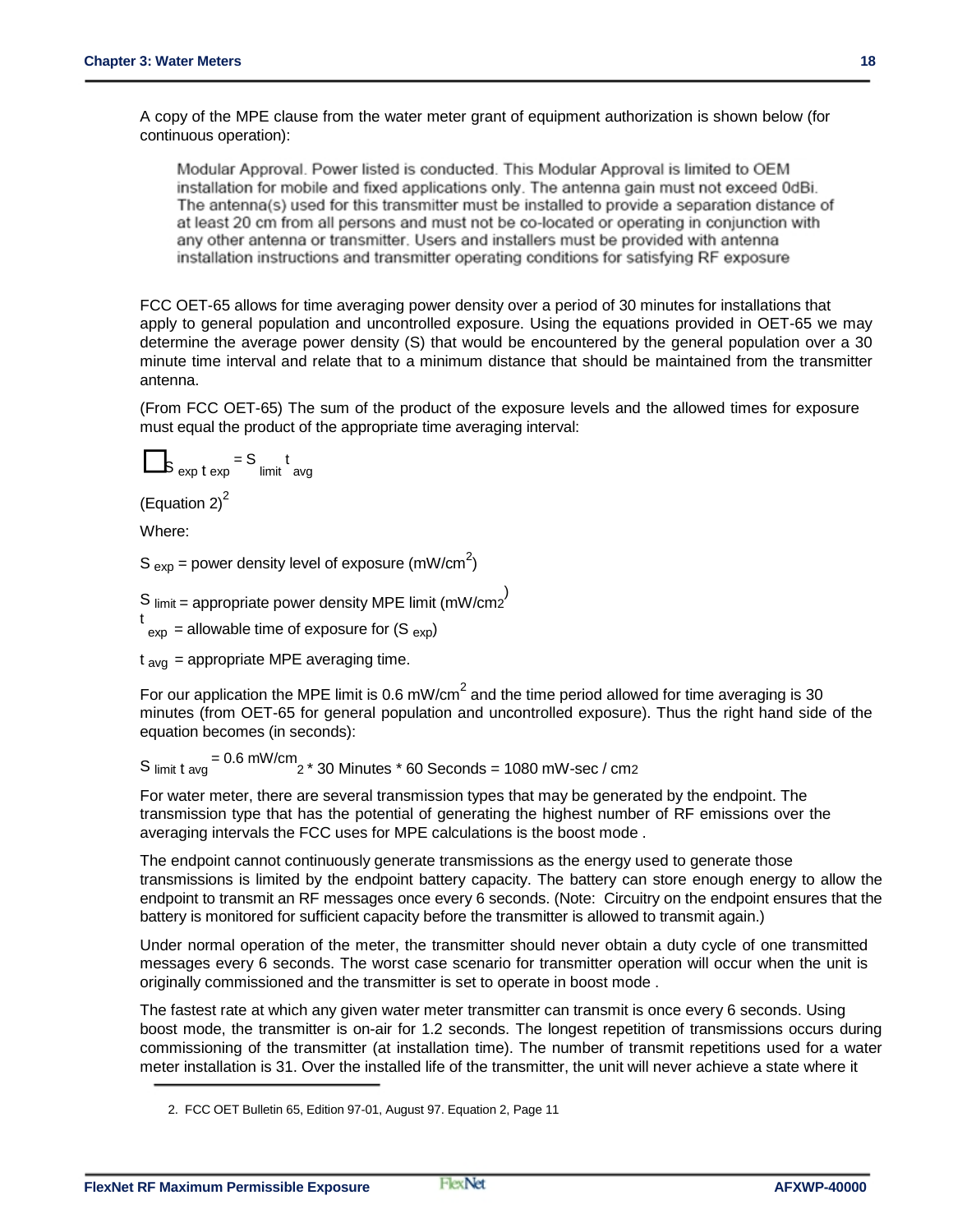A copy of the MPE clause from the water meter grant of equipment authorization is shown below (for continuous operation):

> Modular Approval. Power listed is conducted. This Modular Approval is limited to OEM installation for mobile and fixed applications only. The antenna gain must not exceed 0dBi. The antenna(s) used for this transmitter must be installed to provide a separation distance of at least 20 cm from all persons and must not be co-located or operating in conjunction with any other antenna or transmitter. Users and installers must be provided with antenna installation instructions and transmitter operating conditions for satisfying RF exposure

FCC OET-65 allows for time averaging power density over a period of 30 minutes for installations that apply to general population and uncontrolled exposure. Using the equations provided in OET-65 we may determine the average power density (S) that would be encountered by the general population over a 30 minute time interval and relate that to a minimum distance that should be maintained from the transmitter antenna.

(From FCC OET-65) The sum of the product of the exposure levels and the allowed times for exposure must equal the product of the appropriate time averaging interval:

$$\sum S_{exp} t_{exp} = S_{limit} t_{avg}$$

(Equation 2)[2]

Where:

$S_{exp}$ = power density level of exposure ($mW/cm^2$)

$S_{limit}$ = appropriate power density MPE limit ($mW/cm^2$)

$t_{exp}$ = allowable time of exposure for ($S_{exp}$)

$t_{avg}$ = appropriate MPE averaging time.

For our application the MPE limit is 0.6 $mW/cm^2$ and the time period allowed for time averaging is 30 minutes (from OET-65 for general population and uncontrolled exposure). Thus the right hand side of the equation becomes (in seconds):

$$S_{limit} t_{avg} = 0.6 \text{ mW/cm}^2 * 30 \text{ Minutes} * 60 \text{ Seconds} = 1080 \text{ mW-sec / cm}^2$$

For water meter, there are several transmission types that may be generated by the endpoint. The transmission type that has the potential of generating the highest number of RF emissions over the averaging intervals the FCC uses for MPE calculations is the boost mode .

The endpoint cannot continuously generate transmissions as the energy used to generate those transmissions is limited by the endpoint battery capacity. The battery can store enough energy to allow the endpoint to transmit an RF messages once every 6 seconds. (Note: Circuitry on the endpoint ensures that the battery is monitored for sufficient capacity before the transmitter is allowed to transmit again.)

Under normal operation of the meter, the transmitter should never obtain a duty cycle of one transmitted messages every 6 seconds. The worst case scenario for transmitter operation will occur when the unit is originally commissioned and the transmitter is set to operate in boost mode .

The fastest rate at which any given water meter transmitter can transmit is once every 6 seconds. Using boost mode, the transmitter is on-air for 1.2 seconds. The longest repetition of transmissions occurs during commissioning of the transmitter (at installation time). The number of transmit repetitions used for a water meter installation is 31. Over the installed life of the transmitter, the unit will never achieve a state where it

---

2. FCC OET Bulletin 65, Edition 97-01, August 97. Equation 2, Page 11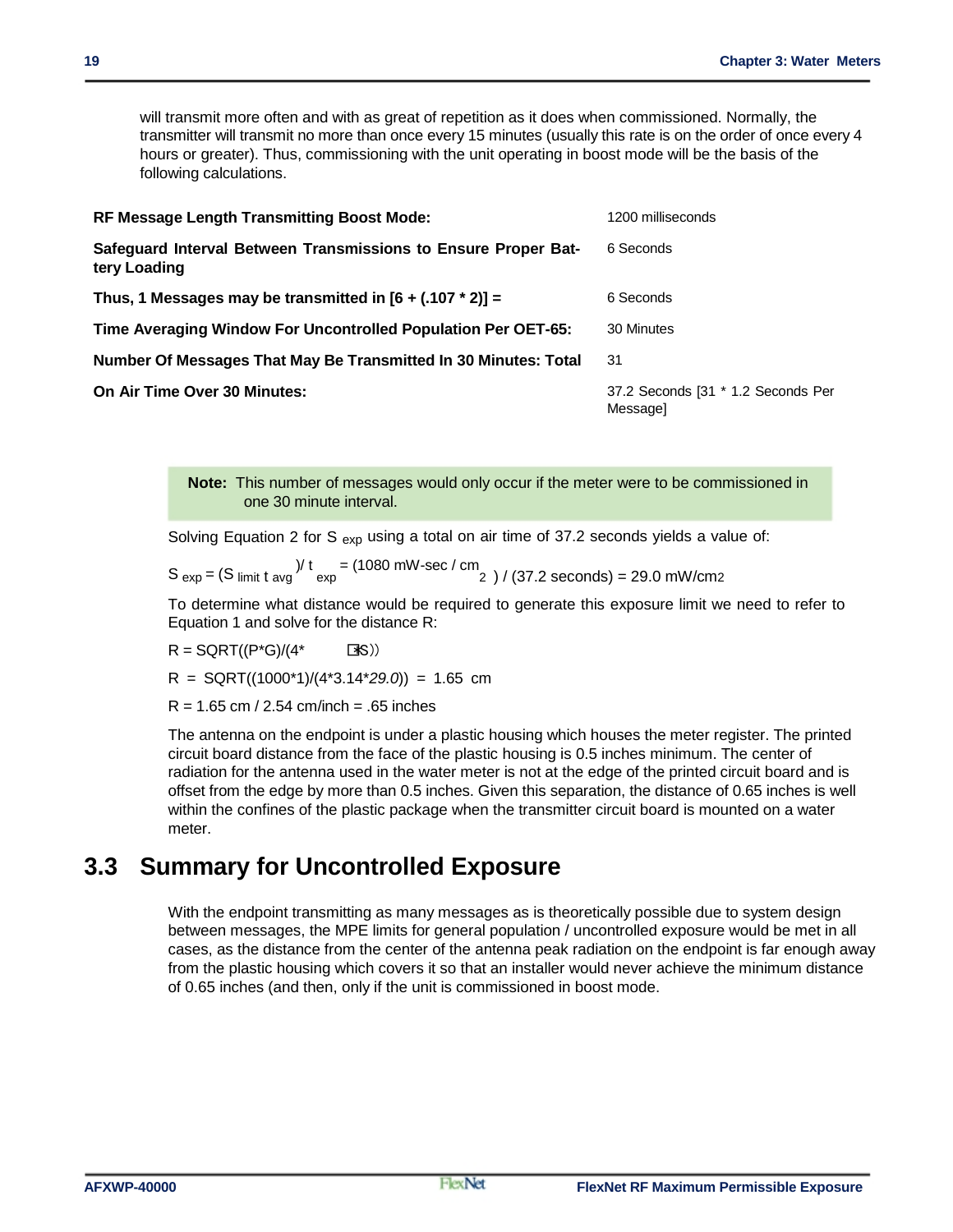will transmit more often and with as great of repetition as it does when commissioned. Normally, the transmitter will transmit no more than once every 15 minutes (usually this rate is on the order of once every 4 hours or greater). Thus, commissioning with the unit operating in boost mode will be the basis of the following calculations.

| | |
|---|---|
| **RF Message Length Transmitting Boost Mode:** | 1200 milliseconds |
| **Safeguard Interval Between Transmissions to Ensure Proper Battery Loading** | 6 Seconds |
| **Thus, 1 Messages may be transmitted in [6 + (.107 * 2)] =** | 6 Seconds |
| **Time Averaging Window For Uncontrolled Population Per OET-65:** | 30 Minutes |
| **Number Of Messages That May Be Transmitted In 30 Minutes: Total** | 31 |
| **On Air Time Over 30 Minutes:** | 37.2 Seconds [31 * 1.2 Seconds Per Message] |

**Note:** This number of messages would only occur if the meter were to be commissioned in one 30 minute interval.

Solving Equation 2 for $S_{exp}$ using a total on air time of 37.2 seconds yields a value of:

$S_{exp} = (S_{limit}\, t_{avg})/t_{exp} = (1080 \text{ mW-sec / cm}^2) / (37.2 \text{ seconds}) = 29.0 \text{ mW/cm}^2$

To determine what distance would be required to generate this exposure limit we need to refer to Equation 1 and solve for the distance R:

R = SQRT((P*G)/(4*π*S))

R = SQRT((1000*1)/(4*3.14*29.0)) = 1.65 cm

R = 1.65 cm / 2.54 cm/inch = .65 inches

The antenna on the endpoint is under a plastic housing which houses the meter register. The printed circuit board distance from the face of the plastic housing is 0.5 inches minimum. The center of radiation for the antenna used in the water meter is not at the edge of the printed circuit board and is offset from the edge by more than 0.5 inches. Given this separation, the distance of 0.65 inches is well within the confines of the plastic package when the transmitter circuit board is mounted on a water meter.

## 3.3 Summary for Uncontrolled Exposure

With the endpoint transmitting as many messages as is theoretically possible due to system design between messages, the MPE limits for general population / uncontrolled exposure would be met in all cases, as the distance from the center of the antenna peak radiation on the endpoint is far enough away from the plastic housing which covers it so that an installer would never achieve the minimum distance of 0.65 inches (and then, only if the unit is commissioned in boost mode.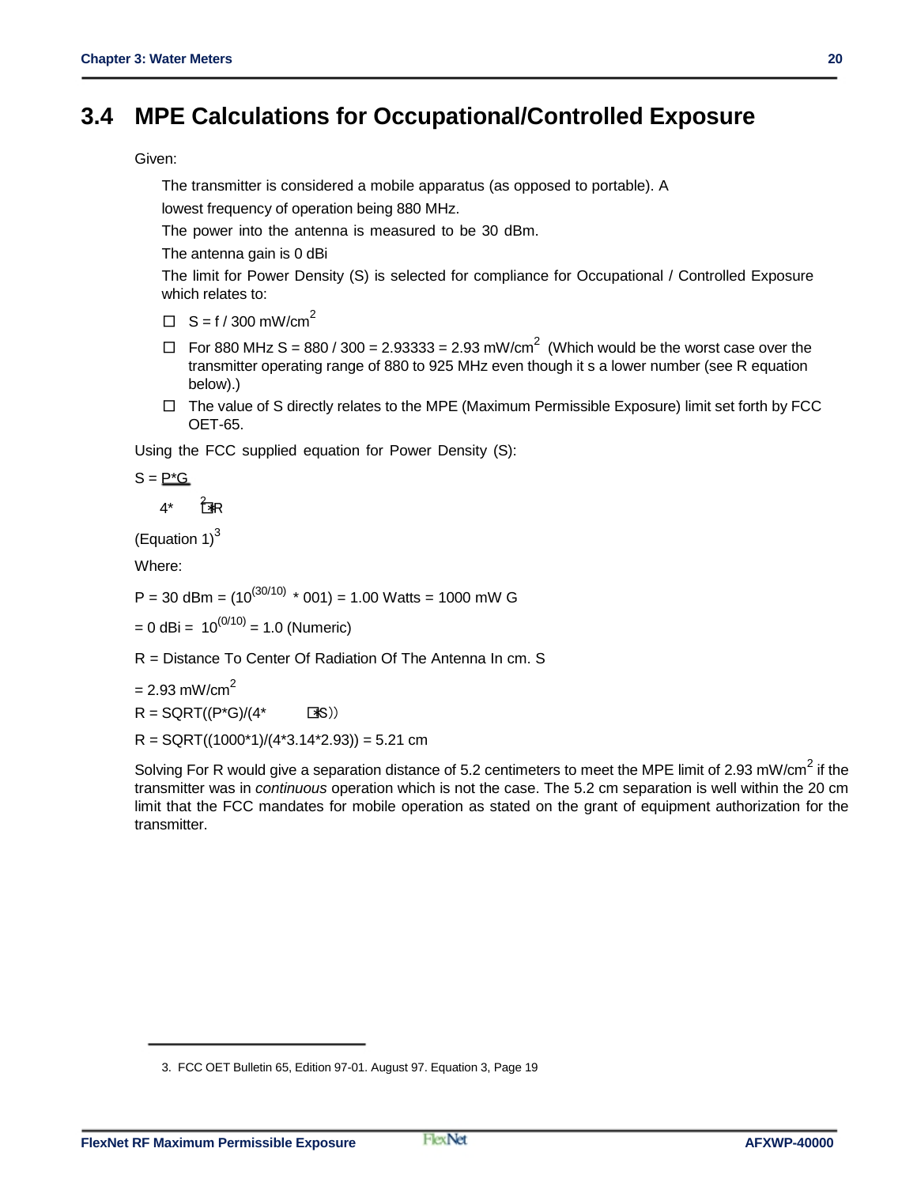## 3.4 MPE Calculations for Occupational/Controlled Exposure

Given:

The transmitter is considered a mobile apparatus (as opposed to portable). A

lowest frequency of operation being 880 MHz.

The power into the antenna is measured to be 30 dBm.

The antenna gain is 0 dBi

The limit for Power Density (S) is selected for compliance for Occupational / Controlled Exposure which relates to:

- $S = f / 300$ mW/cm$^2$
- For 880 MHz $S = 880 / 300 = 2.93333 = 2.93$ mW/cm$^2$ (Which would be the worst case over the transmitter operating range of 880 to 925 MHz even though it s a lower number (see R equation below).)
- The value of S directly relates to the MPE (Maximum Permissible Exposure) limit set forth by FCC OET-65.

Using the FCC supplied equation for Power Density (S):

$$S = \frac{P*G}{4*\pi R^2}$$

(Equation 1)[3]

Where:

$P = 30$ dBm $= (10^{(30/10)} * 001) = 1.00$ Watts $= 1000$ mW G

$= 0$ dBi $= 10^{(0/10)} = 1.0$ (Numeric)

R = Distance To Center Of Radiation Of The Antenna In cm. S

$= 2.93$ mW/cm$^2$

$R = SQRT((P*G)/(4*\pi S))$

$R = SQRT((1000*1)/(4*3.14*2.93)) = 5.21$ cm

Solving For R would give a separation distance of 5.2 centimeters to meet the MPE limit of 2.93 mW/cm$^2$ if the transmitter was in *continuous* operation which is not the case. The 5.2 cm separation is well within the 20 cm limit that the FCC mandates for mobile operation as stated on the grant of equipment authorization for the transmitter.

---

3. FCC OET Bulletin 65, Edition 97-01. August 97. Equation 3, Page 19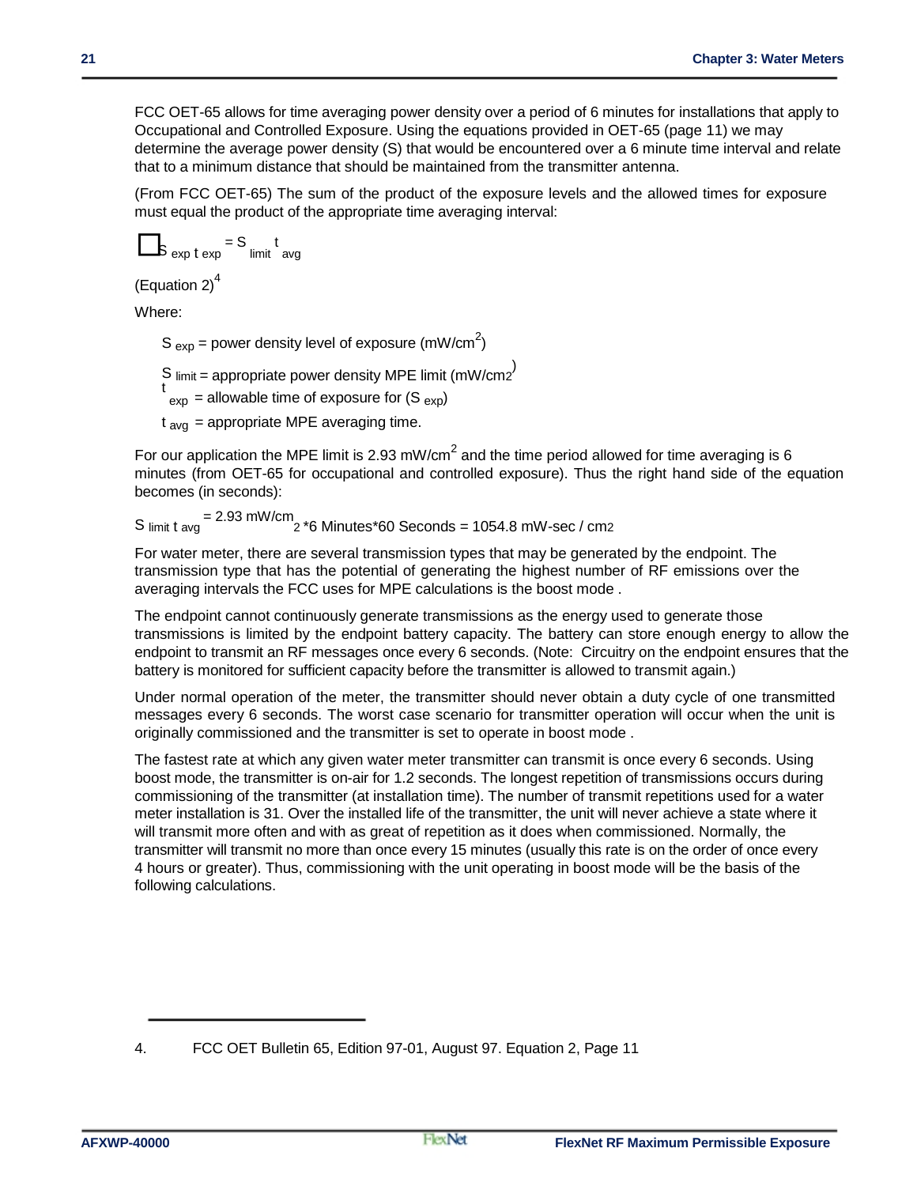FCC OET-65 allows for time averaging power density over a period of 6 minutes for installations that apply to Occupational and Controlled Exposure. Using the equations provided in OET-65 (page 11) we may determine the average power density (S) that would be encountered over a 6 minute time interval and relate that to a minimum distance that should be maintained from the transmitter antenna.

(From FCC OET-65) The sum of the product of the exposure levels and the allowed times for exposure must equal the product of the appropriate time averaging interval:

$$\sum S_{exp} t_{exp} = S_{limit} t_{avg}$$

(Equation 2)[4]

Where:

- $S_{exp}$ = power density level of exposure (mW/cm$^2$)
- $S_{limit}$ = appropriate power density MPE limit (mW/cm$^2$)
- $t_{exp}$ = allowable time of exposure for ($S_{exp}$)
- $t_{avg}$ = appropriate MPE averaging time.

For our application the MPE limit is 2.93 mW/cm$^2$ and the time period allowed for time averaging is 6 minutes (from OET-65 for occupational and controlled exposure). Thus the right hand side of the equation becomes (in seconds):

$$S_{limit} t_{avg} = 2.93 \text{ mW/cm}^2 * 6 \text{ Minutes} * 60 \text{ Seconds} = 1054.8 \text{ mW-sec / cm}^2$$

For water meter, there are several transmission types that may be generated by the endpoint. The transmission type that has the potential of generating the highest number of RF emissions over the averaging intervals the FCC uses for MPE calculations is the boost mode .

The endpoint cannot continuously generate transmissions as the energy used to generate those transmissions is limited by the endpoint battery capacity. The battery can store enough energy to allow the endpoint to transmit an RF messages once every 6 seconds. (Note: Circuitry on the endpoint ensures that the battery is monitored for sufficient capacity before the transmitter is allowed to transmit again.)

Under normal operation of the meter, the transmitter should never obtain a duty cycle of one transmitted messages every 6 seconds. The worst case scenario for transmitter operation will occur when the unit is originally commissioned and the transmitter is set to operate in boost mode .

The fastest rate at which any given water meter transmitter can transmit is once every 6 seconds. Using boost mode, the transmitter is on-air for 1.2 seconds. The longest repetition of transmissions occurs during commissioning of the transmitter (at installation time). The number of transmit repetitions used for a water meter installation is 31. Over the installed life of the transmitter, the unit will never achieve a state where it will transmit more often and with as great of repetition as it does when commissioned. Normally, the transmitter will transmit no more than once every 15 minutes (usually this rate is on the order of once every 4 hours or greater). Thus, commissioning with the unit operating in boost mode will be the basis of the following calculations.

---

4. FCC OET Bulletin 65, Edition 97-01, August 97. Equation 2, Page 11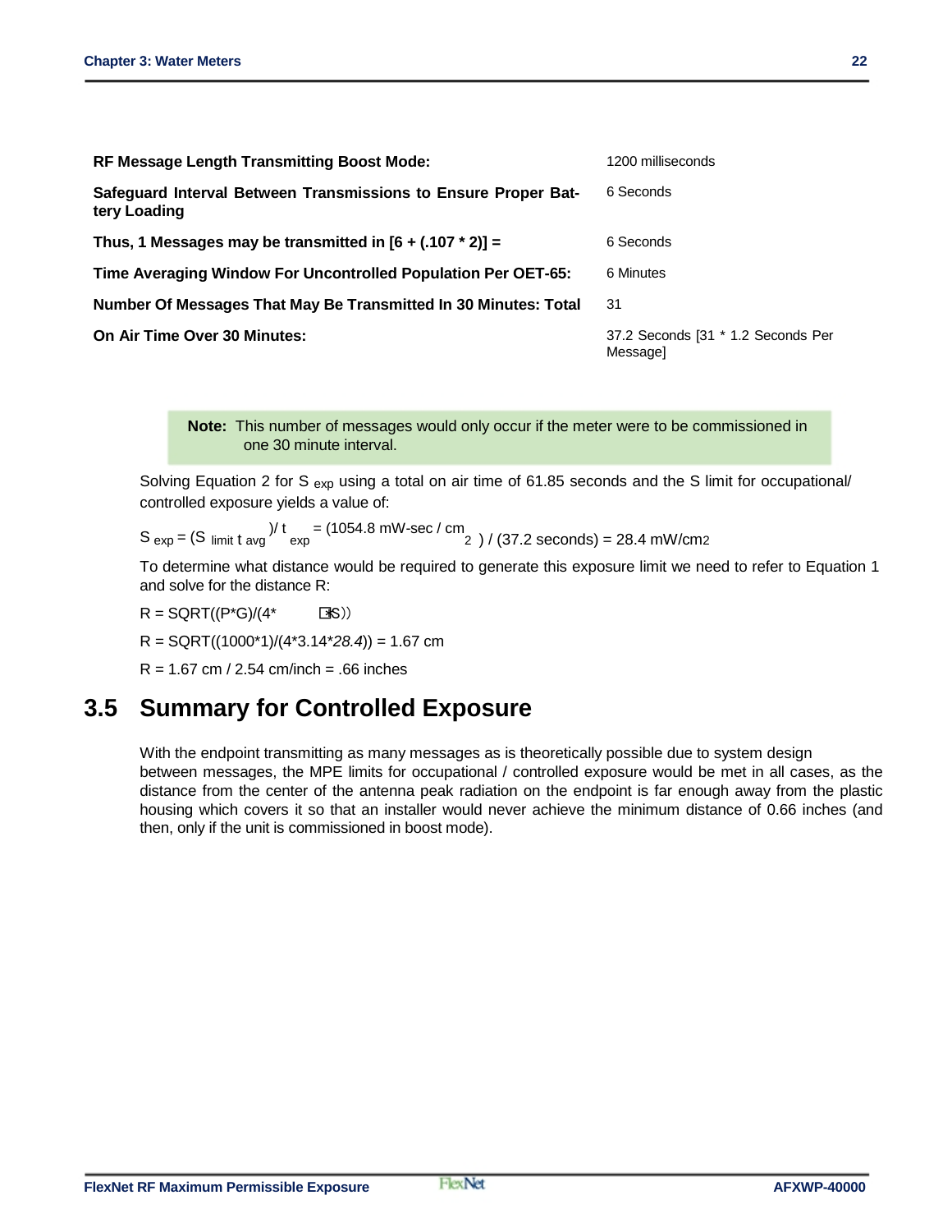| | |
|---|---|
| **RF Message Length Transmitting Boost Mode:** | 1200 milliseconds |
| **Safeguard Interval Between Transmissions to Ensure Proper Battery Loading** | 6 Seconds |
| **Thus, 1 Messages may be transmitted in [6 + (.107 * 2)] =** | 6 Seconds |
| **Time Averaging Window For Uncontrolled Population Per OET-65:** | 6 Minutes |
| **Number Of Messages That May Be Transmitted In 30 Minutes: Total** | 31 |
| **On Air Time Over 30 Minutes:** | 37.2 Seconds [31 * 1.2 Seconds Per Message] |

> **Note:** This number of messages would only occur if the meter were to be commissioned in one 30 minute interval.

Solving Equation 2 for $S_{exp}$ using a total on air time of 61.85 seconds and the S limit for occupational/ controlled exposure yields a value of:

$S_{exp} = (S_{limit}\ t_{avg})/t_{exp}$ = (1054.8 mW-sec / $cm^2$ ) / (37.2 seconds) = 28.4 mW/$cm^2$

To determine what distance would be required to generate this exposure limit we need to refer to Equation 1 and solve for the distance R:

R = SQRT((P*G)/(4* πS))

R = SQRT((1000*1)/(4*3.14**28.4*)) = 1.67 cm

R = 1.67 cm / 2.54 cm/inch = .66 inches

## 3.5 Summary for Controlled Exposure

With the endpoint transmitting as many messages as is theoretically possible due to system design between messages, the MPE limits for occupational / controlled exposure would be met in all cases, as the distance from the center of the antenna peak radiation on the endpoint is far enough away from the plastic housing which covers it so that an installer would never achieve the minimum distance of 0.66 inches (and then, only if the unit is commissioned in boost mode).